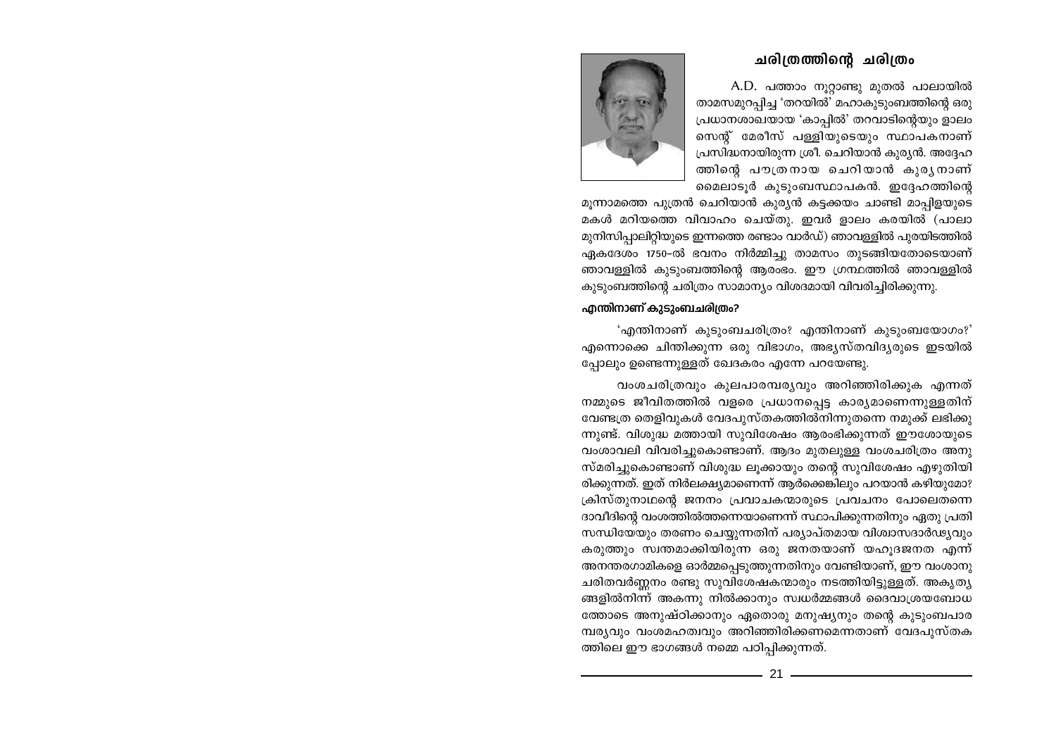## ചരിത്രത്തിന്റെ ചരിത്രം

A.D. പത്താം നൂറ്റാണ്ടു മുതൽ പാലായിൽ താമസമുറപ്പിച്ച 'തറയിൽ' മഹാകുടുംബത്തിന്റെ ഒരു പ്രധാനശാഖയായ 'കാപ്പിൽ' തറവാടിന്റെയും ളാലം സെന്റ് മേരീസ് പള്ളിയുടെയും സ്ഥാപകനാണ് പ്രസിദ്ധനായിരുന്ന ശ്രീ. ചെറിയാൻ കുര്യൻ. അദ്ദേഹത്തിന്റെ പൗത്രനായ ചെറിയാൻ കുര്യനാണ് മൈലാടൂർ കുടുംബസ്ഥാപകൻ. ഇദ്ദേഹത്തിന്റെ മൂന്നാമത്തെ പുത്രൻ ചെറിയാൻ കുര്യൻ കട്ടക്കയം ചാണ്ടി മാപ്പിളയുടെ മകൾ മറിയത്തെ വിവാഹം ചെയ്തു. ഇവർ ളാലം കരയിൽ (പാലാ മുനിസിപ്പാലിറ്റിയുടെ ഇന്നത്തെ രണ്ടാം വാർഡ്) ഞാവള്ളിൽ പുരയിടത്തിൽ ഏകദേശം 1750-ൽ ഭവനം നിർമ്മിച്ചു താമസം തുടങ്ങിയതോടെയാണ് ഞാവള്ളിൽ കുടുംബത്തിന്റെ ആരംഭം. ഈ ഗ്രന്ഥത്തിൽ ഞാവള്ളിൽ കുടുംബത്തിന്റെ ചരിത്രം സാമാന്യം വിശദമായി വിവരിച്ചിരിക്കുന്നു.

### എന്തിനാണ് കുടുംബചരിത്രം?

'എന്തിനാണ് കുടുംബചരിത്രം? എന്തിനാണ് കുടുംബയോഗം?' എന്നൊക്കെ ചിന്തിക്കുന്ന ഒരു വിഭാഗം, അഭ്യസ്തവിദ്യരുടെ ഇടയിൽപ്പോലും ഉണ്ടെന്നുള്ളത് ഖേദകരം എന്നേ പറയേണ്ടു.

വംശചരിത്രവും കുലപാരമ്പര്യവും അറിഞ്ഞിരിക്കുക എന്നത് നമ്മുടെ ജീവിതത്തിൽ വളരെ പ്രധാനപ്പെട്ട കാര്യമാണെന്നുള്ളതിന് വേണ്ടത്ര തെളിവുകൾ വേദപുസ്തകത്തിൽനിന്നുതന്നെ നമുക്ക് ലഭിക്കുന്നുണ്ട്. വിശുദ്ധ മത്തായി സുവിശേഷം ആരംഭിക്കുന്നത് ഈശോയുടെ വംശാവലി വിവരിച്ചുകൊണ്ടാണ്. ആദം മുതലുള്ള വംശചരിത്രം അനുസ്മരിച്ചുകൊണ്ടാണ് വിശുദ്ധ ലൂക്കായും തന്റെ സുവിശേഷം എഴുതിയിരിക്കുന്നത്. ഇത് നിർലക്ഷ്യമാണെന്ന് ആർക്കെങ്കിലും പറയാൻ കഴിയുമോ? ക്രിസ്തുനാഥന്റെ ജനനം പ്രവാചകന്മാരുടെ പ്രവചനം പോലെതന്നെ ദാവീദിന്റെ വംശത്തിൽത്തന്നെയാണെന്ന് സ്ഥാപിക്കുന്നതിനും ഏതു പ്രതിസന്ധിയേയും തരണം ചെയ്യുന്നതിന് പര്യാപ്തമായ വിശ്വാസദാർഢ്യവും കരുത്തും സ്വന്തമാക്കിയിരുന്ന ഒരു ജനതയാണ് യഹൂദജനത എന്ന് അനന്തരഗാമികളെ ഓർമ്മപ്പെടുത്തുന്നതിനും വേണ്ടിയാണ്, ഈ വംശാനുചരിതവർണ്ണനം രണ്ടു സുവിശേഷകന്മാരും നടത്തിയിട്ടുള്ളത്. അകൃത്യങ്ങളിൽനിന്ന് അകന്നു നിൽക്കാനും സ്വധർമ്മങ്ങൾ ദൈവാശ്രയബോധത്തോടെ അനുഷ്ഠിക്കാനും ഏതൊരു മനുഷ്യനും തന്റെ കുടുംബപാരമ്പര്യവും വംശമഹത്വവും അറിഞ്ഞിരിക്കണമെന്നതാണ് വേദപുസ്തകത്തിലെ ഈ ഭാഗങ്ങൾ നമ്മെ പഠിപ്പിക്കുന്നത്.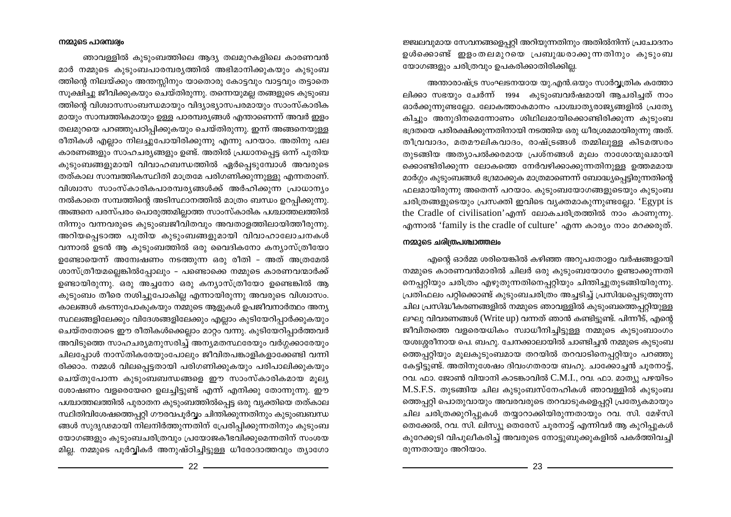## നമ്മുടെ പാരമ്പര്യം

ഞാവള്ളിൽ കുടുംബത്തിലെ ആദ്യ തലമുറകളിലെ കാരണവൻമാർ നമ്മുടെ കുടുംബപാരമ്പര്യത്തിൽ അഭിമാനിക്കുകയും കുടുംബത്തിന്റെ നിലയ്ക്കും അന്തസ്സിനും യാതൊരു കോട്ടവും വാട്ടവും തട്ടാതെ സൂക്ഷിച്ചു ജീവിക്കുകയും ചെയ്തിരുന്നു. തന്നെയുമല്ല തങ്ങളുടെ കുടുംബത്തിന്റെ വിശ്വാസസംബന്ധമായും വിദ്യാഭ്യാസപരമായും സാംസ്കാരികമായും സാമ്പത്തികമായും ഉള്ള പാരമ്പര്യങ്ങൾ എന്താണെന്ന് അവർ ഇളം തലമുറയെ പറഞ്ഞുപഠിപ്പിക്കുകയും ചെയ്തിരുന്നു. ഇന്ന് അങ്ങനെയുള്ള രീതികൾ എല്ലാം നിലച്ചുപോയിരിക്കുന്നു എന്നു പറയാം. അതിനു പല കാരണങ്ങളും സാഹചര്യങ്ങളും ഉണ്ട്. അതിൽ പ്രധാനപ്പെട്ട ഒന്ന് പുതിയ കുടുംബങ്ങളുമായി വിവാഹബന്ധത്തിൽ ഏർപ്പെടുമ്പോൾ അവരുടെ തത്കാല സാമ്പത്തികസ്ഥിതി മാത്രമേ പരിഗണിക്കുന്നുള്ളു എന്നതാണ്. വിശ്വാസ സാംസ്കാരികപാരമ്പര്യങ്ങൾക്ക് അർഹിക്കുന്ന പ്രാധാന്യം നൽകാതെ സമ്പത്തിന്റെ അടിസ്ഥാനത്തിൽ മാത്രം ബന്ധം ഉറപ്പിക്കുന്നു. അങ്ങനെ പരസ്പരം പൊരുത്തമില്ലാത്ത സാംസ്കാരിക പശ്ചാത്തലത്തിൽ നിന്നും വന്നവരുടെ കുടുംബജീവിതവും അവതാളത്തിലായിത്തീരുന്നു. അറിയപ്പെടാത്ത പുതിയ കുടുംബങ്ങളുമായി വിവാഹാലോചനകൾ വന്നാൽ ഉടൻ ആ കുടുംബത്തിൽ ഒരു വൈദികനോ കന്യാസ്ത്രീയോ ഉണ്ടോയെന്ന് അന്വേഷണം നടത്തുന്ന ഒരു രീതി – അത് അത്രമേൽ ശാസ്ത്രീയമല്ലെങ്കിൽപ്പോലും – പണ്ടൊക്കെ നമ്മുടെ കാരണവന്മാർക്ക് ഉണ്ടായിരുന്നു. ഒരു അച്ചനോ ഒരു കന്യാസ്ത്രീയോ ഉണ്ടെങ്കിൽ ആ കുടുംബം തീരെ നശിച്ചുപോകില്ല എന്നായിരുന്നു അവരുടെ വിശ്വാസം. കാലങ്ങൾ കടന്നുപോകുകയും നമ്മുടെ ആളുകൾ ഉപജീവനാർത്ഥം അന്യസ്ഥലങ്ങളിലേക്കും വിദേശങ്ങളിലേക്കും എല്ലാം കുടിയേറിപ്പാർക്കുകയും ചെയ്തതോടെ ഈ രീതികൾക്കെല്ലാം മാറ്റം വന്നു. കുടിയേറിപ്പാർത്തവർ അവിടുത്തെ സാഹചര്യമനുസരിച്ച് അന്യമതസ്ഥരേയും വർഗ്ഗക്കാരേയും ചിലപ്പോൾ നാസ്തികരേയുംപോലും ജീവിതപങ്കാളികളാക്കേണ്ടി വന്നിരിക്കാം. നമ്മൾ വിലപ്പെട്ടതായി പരിഗണിക്കുകയും പരിപാലിക്കുകയും ചെയ്തുപോന്ന കുടുംബബന്ധങ്ങളെ ഈ സാംസ്കാരികമായ മൂല്യശോഷണം വളരെയേറെ ഉലച്ചിട്ടുണ്ട് എന്ന് എനിക്കു തോന്നുന്നു. ഈ പശ്ചാത്തലത്തിൽ പുരാതന കുടുംബത്തിൽപ്പെട്ട ഒരു വ്യക്തിയെ തത്കാലസ്ഥിതിവിശേഷത്തെപ്പറ്റി ഗൗരവപൂർവ്വം ചിന്തിക്കുന്നതിനും കുടുംബബന്ധങ്ങൾ സുദൃഢമായി നിലനിർത്തുന്നതിന് പ്രേരിപ്പിക്കുന്നതിനും കുടുംബയോഗങ്ങളും കുടുംബചരിത്രവും പ്രയോജകീഭവിക്കുമെന്നതിന് സംശയമില്ല. നമ്മുടെ പൂർവ്വികർ അനുഷ്ഠിച്ചിട്ടുള്ള ധീരോദാത്തവും ത്യാഗോജ്ജ്വലവുമായ സേവനങ്ങളെപ്പറ്റി അറിയുന്നതിനും അതിൽനിന്ന് പ്രചോദനം ഉൾക്കൊണ്ട് ഇളംതലമുറയെ പ്രബുദ്ധരാക്കുന്നതിനും കുടുംബയോഗങ്ങളും ചരിത്രവും ഉപകരിക്കാതിരിക്കില്ല.

അന്താരാഷ്ട്ര സംഘടനയായ യു.എൻ.ഒയും സാർവ്വത്രിക കത്തോലിക്കാ സഭയും ചേർന്ന് 1994 കുടുംബവർഷമായി ആചരിച്ചത് നാം ഓർക്കുന്നുണ്ടല്ലോ. ലോകത്താകമാനം പാശ്ചാത്യരാജ്യങ്ങളിൽ പ്രത്യേകിച്ചും അനുദിനമെന്നോണം ശിഥിലമായിക്കൊണ്ടിരിക്കുന്ന കുടുംബഭദ്രതയെ പരിരക്ഷിക്കുന്നതിനായി നടത്തിയ ഒരു ധീരശ്രമമായിരുന്നു അത്. തീവ്രവാദം, മതമൗലികവാദം, രാഷ്ട്രങ്ങൾ തമ്മിലുള്ള കിടമത്സരം തുടങ്ങിയ അത്യാപൽക്കരമായ പ്രശ്നങ്ങൾ മൂലം നാശോന്മുഖമായിക്കൊണ്ടിരിക്കുന്ന ലോകത്തെ നേർവഴിക്കാക്കുന്നതിനുള്ള ഉത്തമമായ മാർഗ്ഗം കുടുംബങ്ങൾ ഭദ്രമാക്കുക മാത്രമാണെന്ന് ബോദ്ധ്യപ്പെട്ടിരുന്നതിന്റെ ഫലമായിരുന്നു അതെന്ന് പറയാം. കുടുംബയോഗങ്ങളുടെയും കുടുംബചരിത്രങ്ങളുടെയും പ്രസക്തി ഇവിടെ വ്യക്തമാകുന്നുണ്ടല്ലോ. 'Egypt is the Cradle of civilisation'എന്ന് ലോകചരിത്രത്തിൽ നാം കാണുന്നു. എന്നാൽ 'family is the cradle of culture' എന്ന കാര്യം നാം മറക്കരുത്.

## നമ്മുടെ ചരിത്രപശ്ചാത്തലം

എന്റെ ഓർമ്മ ശരിയെങ്കിൽ കഴിഞ്ഞ അറുപതോളം വർഷങ്ങളായി നമ്മുടെ കാരണവൻമാരിൽ ചിലർ ഒരു കുടുംബയോഗം ഉണ്ടാക്കുന്നതിനെപ്പറ്റിയും ചരിത്രം എഴുതുന്നതിനെപ്പറ്റിയും ചിന്തിച്ചുതുടങ്ങിയിരുന്നു. പ്രതിഫലം പറ്റിക്കൊണ്ട് കുടുംബചരിത്രം അച്ചടിച്ച് പ്രസിദ്ധപ്പെടുത്തുന്ന ചില പ്രസിദ്ധീകരണങ്ങളിൽ നമ്മുടെ ഞാവള്ളിൽ കുടുംബത്തെപ്പറ്റിയുള്ള ലഘു വിവരണങ്ങൾ (Write up) വന്നത് ഞാൻ കണ്ടിട്ടുണ്ട്. പിന്നീട്, എന്റെ ജീവിതത്തെ വളരെയധികം സ്വാധീനിച്ചിട്ടുള്ള നമ്മുടെ കുടുംബാംഗം യശഃശ്ശരീരനായ പെ. ബഹു. ചേനക്കാലായിൽ ചാണ്ടിച്ചൻ നമ്മുടെ കുടുംബത്തെപ്പറ്റിയും മൂലകുടുംബമായ തറയിൽ തറവാടിനെപ്പറ്റിയും പറഞ്ഞു കേട്ടിട്ടുണ്ട്. അതിനുശേഷം ദിവംഗതരായ ബഹു. ചാക്കോച്ചൻ ചൂരനാട്ട്, റവ. ഫാ. ജോൺ വിയാനി കാടങ്കാവിൽ C.M.I., റവ. ഫാ. മാത്യു പഴയിടം M.S.F.S. തുടങ്ങിയ ചില കുടുംബസ്നേഹികൾ ഞാവള്ളിൽ കുടുംബത്തെപ്പറ്റി പൊതുവായും അവരവരുടെ തറവാടുകളെപ്പറ്റി പ്രത്യേകമായും ചില ചരിത്രക്കുറിപ്പുകൾ തയ്യാറാക്കിയിരുന്നതായും റവ. സി. മേഴ്സി തെക്കേൽ, റവ. സി. ലിസ്യൂ തെരേസ് ചൂരനാട്ട് എന്നിവർ ആ കുറിപ്പുകൾ കുറേക്കൂടി വിപുലീകരിച്ച് അവരുടെ നോട്ടുബുക്കുകളിൽ പകർത്തിവച്ചിരുന്നതായും അറിയാം.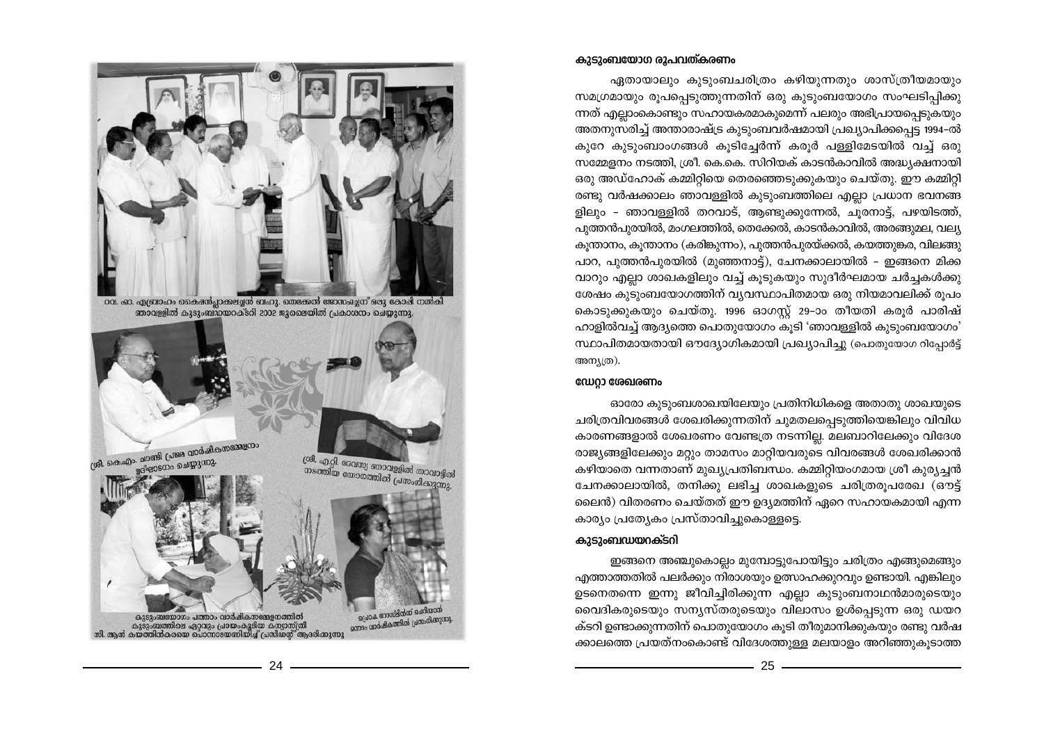റവ. ഫാ. എബ്രാഹം കൈഷൻപ്ലാക്കലച്ചൻ ബഹു. തെക്കേൽ ജോസച്ചന് ഒരു കോപ്പി നൽകി ഞാവള്ളിൽ കുടുംബഡയറക്ടറി 2002 ജൂലൈയിൽ പ്രകാശനം ചെയ്യുന്നു.

ശ്രീ. കെ.എം. ചാണ്ടി പ്രഥമ വാർഷികസമ്മേളനം ഉദ്ഘാടനം ചെയ്യുന്നു.

ശ്രീ. എറ്റി. ദേവസ്യ ഞാവള്ളിൽ തറവാട്ടിൽ നടത്തിയ യോഗത്തിൽ പ്രസംഗിക്കുന്നു.

കുടുംബയോഗം പത്താം വാർഷികസമ്മേളനത്തിൽ കുടുംബത്തിലെ ഏറ്റവും പ്രായംകൂടിയ കന്യാസ്ത്രീ സി. ആൻ കയത്തിൻകരയെ പൊന്നാടയണിയിച്ച് പ്രസിഡന്റ് ആദരിക്കുന്നു

പ്രൊഫ. റോസിലിന്റ് ചെറിയാൻ ഒന്നാം വാർഷികത്തിൽ പ്രസംഗിക്കുന്നു.

### കുടുംബയോഗ രൂപവത്കരണം

ഏതായാലും കുടുംബചരിത്രം കഴിയുന്നതും ശാസ്ത്രീയമായും സമഗ്രമായും രൂപപ്പെടുത്തുന്നതിന് ഒരു കുടുംബയോഗം സംഘടിപ്പിക്കുന്നത് എല്ലാംകൊണ്ടും സഹായകരമാകുമെന്ന് പലരും അഭിപ്രായപ്പെടുകയും അതനുസരിച്ച് അന്താരാഷ്ട്ര കുടുംബവർഷമായി പ്രഖ്യാപിക്കപ്പെട്ട 1994-ൽ കുറേ കുടുംബാംഗങ്ങൾ കൂടിച്ചേർന്ന് കരൂർ പള്ളിമേടയിൽ വച്ച് ഒരു സമ്മേളനം നടത്തി, ശ്രീ. കെ.കെ. സിറിയക് കാടൻകാവിൽ അദ്ധ്യക്ഷനായി ഒരു അഡ്ഹോക് കമ്മിറ്റിയെ തെരഞ്ഞെടുക്കുകയും ചെയ്തു. ഈ കമ്മിറ്റി രണ്ടു വർഷക്കാലം ഞാവള്ളിൽ കുടുംബത്തിലെ എല്ലാ പ്രധാന ഭവനങ്ങളിലും – ഞാവള്ളിൽ തറവാട്, ആണ്ടുക്കുന്നേൽ, ചൂരനാട്ട്, പഴയിടത്ത്, പുത്തൻപുരയിൽ, മംഗലത്തിൽ, തെക്കേൽ, കാടൻകാവിൽ, അരങ്ങുമല, വല്യകൂന്താനം, കൂന്താനം (കരിങ്കുന്നം), പുത്തൻപുരയ്ക്കൽ, കയത്തുങ്കര, വിലങ്ങുപാറ, പുത്തൻപുരയിൽ (മുഞ്ഞനാട്ട്), ചേനക്കാലായിൽ – ഇങ്ങനെ മിക്കവാറും എല്ലാ ശാഖകളിലും വച്ച് കൂടുകയും സുദീർഘമായ ചർച്ചകൾക്കു ശേഷം കുടുംബയോഗത്തിന് വ്യവസ്ഥാപിതമായ ഒരു നിയമാവലിക്ക് രൂപം കൊടുക്കുകയും ചെയ്തു. 1996 ഓഗസ്റ്റ് 29-ാം തീയതി കരൂർ പാരിഷ് ഹാളിൽവച്ച് ആദ്യത്തെ പൊതുയോഗം കൂടി 'ഞാവള്ളിൽ കുടുംബയോഗം' സ്ഥാപിതമായതായി ഔദ്യോഗികമായി പ്രഖ്യാപിച്ചു (പൊതുയോഗ റിപ്പോർട്ട് അന്യത്ര).

### ഡേറ്റാ ശേഖരണം

ഓരോ കുടുംബശാഖയിലേയും പ്രതിനിധികളെ അതാതു ശാഖയുടെ ചരിത്രവിവരങ്ങൾ ശേഖരിക്കുന്നതിന് ചുമതലപ്പെടുത്തിയെങ്കിലും വിവിധ കാരണങ്ങളാൽ ശേഖരണം വേണ്ടത്ര നടന്നില്ല. മലബാറിലേക്കും വിദേശ രാജ്യങ്ങളിലേക്കും മറ്റും താമസം മാറ്റിയവരുടെ വിവരങ്ങൾ ശേഖരിക്കാൻ കഴിയാതെ വന്നതാണ് മുഖ്യപ്രതിബന്ധം. കമ്മിറ്റിയംഗമായ ശ്രീ കുര്യച്ചൻ ചേനക്കാലായിൽ, തനിക്കു ലഭിച്ച ശാഖകളുടെ ചരിത്രരൂപരേഖ (ഔട്ട് ലൈൻ) വിതരണം ചെയ്തത് ഈ ഉദ്യമത്തിന് ഏറെ സഹായകമായി എന്ന കാര്യം പ്രത്യേകം പ്രസ്താവിച്ചുകൊള്ളട്ടെ.

### കുടുംബഡയറക്ടറി

ഇങ്ങനെ അഞ്ചുകൊല്ലം മുമ്പോട്ടുപോയിട്ടും ചരിത്രം എങ്ങുമെങ്ങും എത്താത്തതിൽ പലർക്കും നിരാശയും ഉത്സാഹക്കുറവും ഉണ്ടായി. എങ്കിലും ഉടനെതന്നെ ഇന്നു ജീവിച്ചിരിക്കുന്ന എല്ലാ കുടുംബനാഥൻമാരുടെയും വൈദികരുടെയും സന്യസ്തരുടെയും വിലാസം ഉൾപ്പെടുന്ന ഒരു ഡയറക്ടറി ഉണ്ടാക്കുന്നതിന് പൊതുയോഗം കൂടി തീരുമാനിക്കുകയും രണ്ടു വർഷക്കാലത്തെ പ്രയത്നംകൊണ്ട് വിദേശത്തുള്ള മലയാളം അറിഞ്ഞുകൂടാത്ത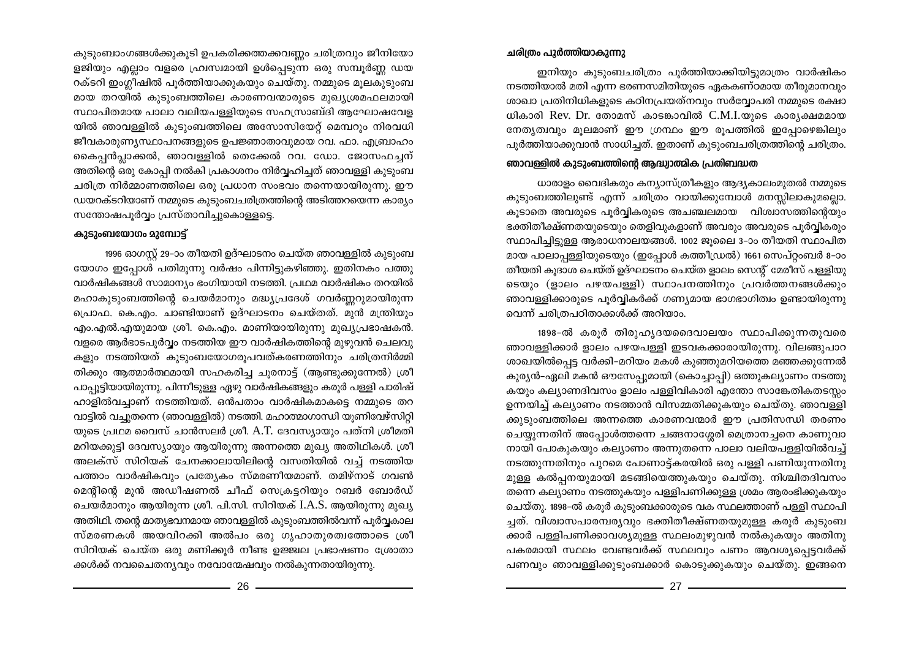കുടുംബാംഗങ്ങൾക്കുകൂടി ഉപകരിക്കത്തക്കവണ്ണം ചരിത്രവും ജീനിയോളജിയും എല്ലാം വളരെ ഹ്രസ്വമായി ഉൾപ്പെടുന്ന ഒരു സമ്പൂർണ്ണ ഡയറക്ടറി ഇംഗ്ലീഷിൽ പൂർത്തിയാക്കുകയും ചെയ്തു. നമ്മുടെ മൂലകുടുംബമായ തറയിൽ കുടുംബത്തിലെ കാരണവന്മാരുടെ മുഖ്യശ്രമഫലമായി സ്ഥാപിതമായ പാലാ വലിയപള്ളിയുടെ സഹസ്രാബ്ദി ആഘോഷവേളയിൽ ഞാവള്ളിൽ കുടുംബത്തിലെ അസോസിയേറ്റ് മെമ്പറും നിരവധി ജീവകാരുണ്യസ്ഥാപനങ്ങളുടെ ഉപജ്ഞാതാവുമായ റവ. ഫാ. എബ്രാഹം കൈപ്പൻപ്ലാക്കൽ, ഞാവള്ളിൽ തെക്കേൽ റവ. ഡോ. ജോസഫച്ചന് അതിന്റെ ഒരു കോപ്പി നൽകി പ്രകാശനം നിർവ്വഹിച്ചത് ഞാവള്ളി കുടുംബ ചരിത്ര നിർമ്മാണത്തിലെ ഒരു പ്രധാന സംഭവം തന്നെയായിരുന്നു. ഈ ഡയറക്ടറിയാണ് നമ്മുടെ കുടുംബചരിത്രത്തിന്റെ അടിത്തറയെന്ന കാര്യം സന്തോഷപൂർവ്വം പ്രസ്താവിച്ചുകൊള്ളട്ടെ.

### കുടുംബയോഗം മുമ്പോട്ട്

1996 ഓഗസ്റ്റ് 29-ാം തീയതി ഉദ്ഘാടനം ചെയ്ത ഞാവള്ളിൽ കുടുംബയോഗം ഇപ്പോൾ പതിമൂന്നു വർഷം പിന്നിട്ടുകഴിഞ്ഞു. ഇതിനകം പത്തു വാർഷികങ്ങൾ സാമാന്യം ഭംഗിയായി നടത്തി. പ്രഥമ വാർഷികം തറയിൽ മഹാകുടുംബത്തിന്റെ ചെയർമാനും മദ്ധ്യപ്രദേശ് ഗവർണ്ണറുമായിരുന്ന പ്രൊഫ. കെ.എം. ചാണ്ടിയാണ് ഉദ്ഘാടനം ചെയ്തത്. മുൻ മന്ത്രിയും എം.എൽ.എയുമായ ശ്രീ. കെ.എം. മാണിയായിരുന്നു മുഖ്യപ്രഭാഷകൻ. വളരെ ആർഭാടപൂർവ്വം നടത്തിയ ഈ വാർഷികത്തിന്റെ മുഴുവൻ ചെലവുകളും നടത്തിയത് കുടുംബയോഗരൂപവത്കരണത്തിനും ചരിത്രനിർമ്മിതിക്കും ആത്മാർത്ഥമായി സഹകരിച്ച ചൂരനാട്ട് (ആണ്ടുക്കുന്നേൽ) ശ്രീ പാപ്പൂട്ടിയായിരുന്നു. പിന്നീടുള്ള ഏഴു വാർഷികങ്ങളും കരൂർ പള്ളി പാരിഷ് ഹാളിൽവച്ചാണ് നടത്തിയത്. ഒൻപതാം വാർഷികമാകട്ടെ നമ്മുടെ തറവാട്ടിൽ വച്ചുതന്നെ (ഞാവള്ളിൽ) നടത്തി. മഹാത്മാഗാന്ധി യൂണിവേഴ്സിറ്റിയുടെ പ്രഥമ വൈസ് ചാൻസലർ ശ്രീ. A.T. ദേവസ്യായും പത്നി ശ്രീമതി മറിയക്കുട്ടി ദേവസ്യായും ആയിരുന്നു അന്നത്തെ മുഖ്യ അതിഥികൾ. ശ്രീ അലക്സ് സിറിയക് ചേനക്കാലായിലിന്റെ വസതിയിൽ വച്ച് നടത്തിയ പത്താം വാർഷികവും പ്രത്യേകം സ്മരണീയമാണ്. തമിഴ്നാട് ഗവൺമെന്റിന്റെ മുൻ അഡീഷണൽ ചീഫ് സെക്രട്ടറിയും റബർ ബോർഡ് ചെയർമാനും ആയിരുന്ന ശ്രീ. പി.സി. സിറിയക് I.A.S. ആയിരുന്നു മുഖ്യ അതിഥി. തന്റെ മാതൃഭവനമായ ഞാവള്ളിൽ കുടുംബത്തിൽവന്ന് പൂർവ്വകാല സ്മരണകൾ അയവിറക്കി അൽപം ഒരു ഗൃഹാതുരത്വത്തോടെ ശ്രീ സിറിയക് ചെയ്ത ഒരു മണിക്കൂർ നീണ്ട ഉജ്ജ്വല പ്രഭാഷണം ശ്രോതാക്കൾക്ക് നവചൈതന്യവും നവോന്മേഷവും നൽകുന്നതായിരുന്നു.

### ചരിത്രം പൂർത്തിയാകുന്നു

ഇനിയും കുടുംബചരിത്രം പൂർത്തിയാക്കിയിട്ടുമാത്രം വാർഷികം നടത്തിയാൽ മതി എന്ന ഭരണസമിതിയുടെ ഏകകണ്ഠമായ തീരുമാനവും ശാഖാ പ്രതിനിധികളുടെ കഠിനപ്രയത്നവും സർവ്വോപരി നമ്മുടെ രക്ഷാധികാരി Rev. Dr. തോമസ് കാടങ്കാവിൽ C.M.I.യുടെ കാര്യക്ഷമമായ നേതൃത്വവും മൂലമാണ് ഈ ഗ്രന്ഥം ഈ രൂപത്തിൽ ഇപ്പോഴെങ്കിലും പൂർത്തിയാക്കുവാൻ സാധിച്ചത്. ഇതാണ് കുടുംബചരിത്രത്തിന്റെ ചരിത്രം.

### ഞാവള്ളിൽ കുടുംബത്തിന്റെ ആദ്ധ്യാത്മിക പ്രതിബദ്ധത

ധാരാളം വൈദികരും കന്യാസ്ത്രീകളും ആദ്യകാലംമുതൽ നമ്മുടെ കുടുംബത്തിലുണ്ട് എന്ന് ചരിത്രം വായിക്കുമ്പോൾ മനസ്സിലാകുമല്ലൊ. കൂടാതെ അവരുടെ പൂർവ്വികരുടെ അചഞ്ചലമായ വിശ്വാസത്തിന്റെയും ഭക്തിതീക്ഷ്ണതയുടെയും തെളിവുകളാണ് അവരും അവരുടെ പൂർവ്വികരും സ്ഥാപിച്ചിട്ടുള്ള ആരാധനാലയങ്ങൾ. 1002 ജൂലൈ 3-ാം തീയതി സ്ഥാപിതമായ പാലാപ്പള്ളിയുടെയും (ഇപ്പോൾ കത്തീഡ്രൽ) 1661 സെപ്റ്റംബർ 8-ാം തീയതി കൂദാശ ചെയ്ത് ഉദ്ഘാടനം ചെയ്ത ളാലം സെന്റ് മേരീസ് പള്ളിയുടെയും (ളാലം പഴയപള്ളി) സ്ഥാപനത്തിനും പ്രവർത്തനങ്ങൾക്കും ഞാവള്ളിക്കാരുടെ പൂർവ്വികർക്ക് ഗണ്യമായ ഭാഗഭാഗിത്വം ഉണ്ടായിരുന്നുവെന്ന് ചരിത്രപഠിതാക്കൾക്ക് അറിയാം.

1898-ൽ കരൂർ തിരുഹൃദയദൈവാലയം സ്ഥാപിക്കുന്നതുവരെ ഞാവള്ളിക്കാർ ളാലം പഴയപള്ളി ഇടവകക്കാരായിരുന്നു. വിലങ്ങുപാറ ശാഖയിൽപ്പെട്ട വർക്കി-മറിയം മകൾ കുഞ്ഞുമറിയത്തെ മഞ്ഞക്കുന്നേൽ കുര്യൻ-ഏലി മകൻ ഔസേപ്പുമായി (കൊച്ചാപ്പി) ഒത്തുകല്യാണം നടത്തുകയും കല്യാണദിവസം ളാലം പള്ളിവികാരി എന്തോ സാങ്കേതികതടസ്സം ഉന്നയിച്ച് കല്യാണം നടത്താൻ വിസമ്മതിക്കുകയും ചെയ്തു. ഞാവള്ളിക്കുടുംബത്തിലെ അന്നത്തെ കാരണവന്മാർ ഈ പ്രതിസന്ധി തരണം ചെയ്യുന്നതിന് അപ്പോൾത്തന്നെ ചങ്ങനാശ്ശേരി മെത്രാനച്ചനെ കാണുവാനായി പോകുകയും കല്യാണം അന്നുതന്നെ പാലാ വലിയപള്ളിയിൽവച്ച് നടത്തുന്നതിനും പുറമെ പോണാട്ട്കരയിൽ ഒരു പള്ളി പണിയുന്നതിനുമുള്ള കൽപ്പനയുമായി മടങ്ങിയെത്തുകയും ചെയ്തു. നിശ്ചിതദിവസം തന്നെ കല്യാണം നടത്തുകയും പള്ളിപണിക്കുള്ള ശ്രമം ആരംഭിക്കുകയും ചെയ്തു. 1898-ൽ കരൂർ കുടുംബക്കാരുടെ വക സ്ഥലത്താണ് പള്ളി സ്ഥാപിച്ചത്. വിശ്വാസപാരമ്പര്യവും ഭക്തിതീക്ഷ്ണതയുമുള്ള കരൂർ കുടുംബക്കാർ പള്ളിപണിക്കാവശ്യമുള്ള സ്ഥലംമുഴുവൻ നൽകുകയും അതിനു പകരമായി സ്ഥലം വേണ്ടവർക്ക് സ്ഥലവും പണം ആവശ്യപ്പെട്ടവർക്കു പണവും ഞാവള്ളിക്കുടുംബക്കാർ കൊടുക്കുകയും ചെയ്തു. ഇങ്ങനെ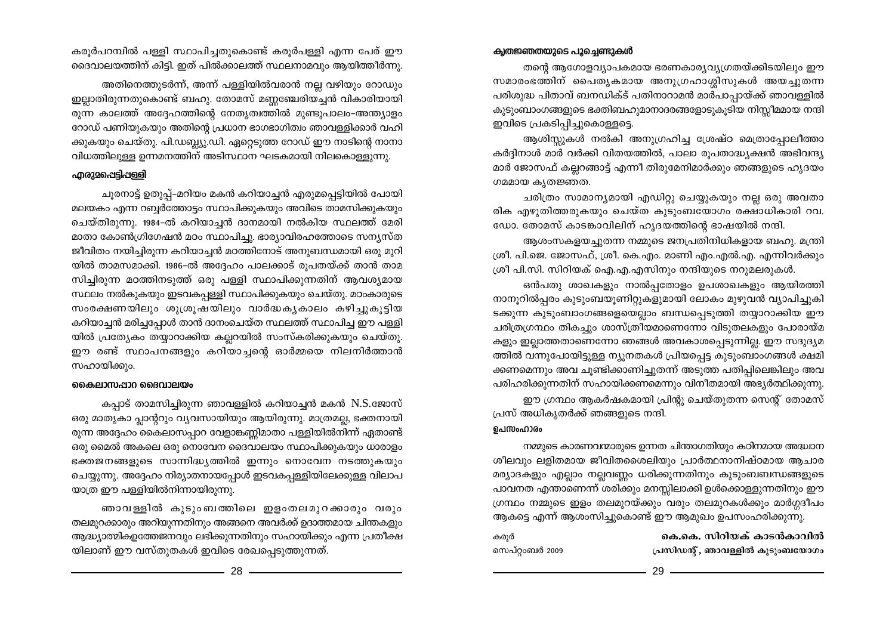കരൂർപറമ്പിൽ പള്ളി സ്ഥാപിച്ചതുകൊണ്ട് കരൂർപള്ളി എന്ന പേര് ഈ ദൈവാലയത്തിന് കിട്ടി. ഇത് പിൽക്കാലത്ത് സ്ഥലനാമവും ആയിത്തീർന്നു.

അതിനെത്തുടർന്ന്, അന്ന് പള്ളിയിൽവരാൻ നല്ല വഴിയും റോഡും ഇല്ലാതിരുന്നതുകൊണ്ട് ബഹു. തോമസ് മണ്ണഞ്ചേരിയച്ചൻ വികാരിയായിരുന്ന കാലത്ത് അദ്ദേഹത്തിന്റെ നേതൃത്വത്തിൽ മുണ്ടുപാലം-അന്ത്യാളം റോഡ് പണിയുകയും അതിന്റെ പ്രധാന ഭാഗഭാഗിത്വം ഞാവള്ളിക്കാർ വഹിക്കുകയും ചെയ്തു. പി.ഡബ്ല്യു.ഡി. ഏറ്റെടുത്ത റോഡ് ഈ നാടിന്റെ നാനാവിധത്തിലുള്ള ഉന്നമനത്തിന് അടിസ്ഥാന ഘടകമായി നിലകൊള്ളുന്നു.

### എരുമപ്പെട്ടിപ്പള്ളി

ചൂരനാട്ട് ഉതുപ്പ്-മറിയം മകൻ കറിയാച്ചൻ എരുമപ്പെട്ടിയിൽ പോയി മലയകം എന്ന റബ്ബർത്തോട്ടം സ്ഥാപിക്കുകയും അവിടെ താമസിക്കുകയും ചെയ്തിരുന്നു. 1984-ൽ കറിയാച്ചൻ ദാനമായി നൽകിയ സ്ഥലത്ത് മേരി മാതാ കോൺഗ്രിഗേഷൻ മഠം സ്ഥാപിച്ചു. ഭാര്യാവിരഹത്തോടെ സന്യസ്ത ജീവിതം നയിച്ചിരുന്ന കറിയാച്ചൻ മഠത്തിനോട് അനുബന്ധമായി ഒരു മുറിയിൽ താമസമാക്കി. 1986-ൽ അദ്ദേഹം പാലക്കാട് രൂപതയ്ക്ക് താൻ താമസിച്ചിരുന്ന മഠത്തിനടുത്ത് ഒരു പള്ളി സ്ഥാപിക്കുന്നതിന് ആവശ്യമായ സ്ഥലം നൽകുകയും ഇടവകപ്പള്ളി സ്ഥാപിക്കുകയും ചെയ്തു. മഠംകാരുടെ സംരക്ഷണയിലും ശുശ്രൂഷയിലും വാർദ്ധക്യകാലം കഴിച്ചുകൂട്ടിയ കറിയാച്ചൻ മരിച്ചപ്പോൾ താൻ ദാനംചെയ്ത സ്ഥലത്ത് സ്ഥാപിച്ച ഈ പള്ളിയിൽ പ്രത്യേകം തയ്യാറാക്കിയ കല്ലറയിൽ സംസ്കരിക്കുകയും ചെയ്തു. ഈ രണ്ട് സ്ഥാപനങ്ങളും കറിയാച്ചന്റെ ഓർമ്മയെ നിലനിർത്താൻ സഹായിക്കും.

### കൈലാസപ്പാറ ദൈവാലയം

കപ്പാട് താമസിച്ചിരുന്ന ഞാവള്ളിൽ കറിയാച്ചൻ മകൻ N.S.ജോസ് ഒരു മാതൃകാ പ്ലാന്ററും വ്യവസായിയും ആയിരുന്നു. മാത്രമല്ല, ഭക്തനായിരുന്ന അദ്ദേഹം കൈലാസപ്പാറ വേളാങ്കണ്ണിമാതാ പള്ളിയിൽനിന്ന് ഏതാണ്ട് ഒരു മൈൽ അകലെ ഒരു നൊവേന ദൈവാലയം സ്ഥാപിക്കുകയും ധാരാളം ഭക്തജനങ്ങളുടെ സാന്നിദ്ധ്യത്തിൽ ഇന്നും നൊവേന നടത്തുകയും ചെയ്യുന്നു. അദ്ദേഹം നിര്യാതനായപ്പോൾ ഇടവകപ്പള്ളിയിലേക്കുള്ള വിലാപയാത്ര ഈ പള്ളിയിൽനിന്നായിരുന്നു.

ഞാവള്ളിൽ കുടുംബത്തിലെ ഇളംതലമുറക്കാരും വരും തലമുറക്കാരും അറിയുന്നതിനും അങ്ങനെ അവർക്ക് ഉദാത്തമായ ചിന്തകളും ആദ്ധ്യാത്മികഉത്തേജനവും ലഭിക്കുന്നതിനും സഹായിക്കും എന്ന പ്രതീക്ഷയിലാണ് ഈ വസ്തുതകൾ ഇവിടെ രേഖപ്പെടുത്തുന്നത്.

### കൃതജ്ഞതയുടെ പൂച്ചെണ്ടുകൾ

തന്റെ ആഗോളവ്യാപകമായ ഭരണകാര്യവ്യഗ്രതയ്ക്കിടയിലും ഈ സമാരംഭത്തിന് പൈതൃകമായ അനുഗ്രഹാശ്ശിസുകൾ അയച്ചുതന്ന പരിശുദ്ധ പിതാവ് ബനഡിക്ട് പതിനാറാമൻ മാർപാപ്പായ്ക്ക് ഞാവള്ളിൽ കുടുംബാംഗങ്ങളുടെ ഭക്തിബഹുമാനാദരങ്ങളോടുകൂടിയ നിസ്സീമമായ നന്ദി ഇവിടെ പ്രകടിപ്പിച്ചുകൊള്ളട്ടെ.

ആശിസ്സുകൾ നൽകി അനുഗ്രഹിച്ച ശ്രേഷ്ഠ മെത്രാപ്പോലീത്താ കർദ്ദിനാൾ മാർ വർക്കി വിതയത്തിൽ, പാലാ രൂപതാദ്ധ്യക്ഷൻ അഭിവന്ദ്യ മാർ ജോസഫ് കല്ലറങ്ങാട്ട് എന്നീ തിരുമേനിമാർക്കും ഞങ്ങളുടെ ഹൃദയംഗമമായ കൃതജ്ഞത.

ചരിത്രം സാമാന്യമായി എഡിറ്റു ചെയ്യുകയും നല്ല ഒരു അവതാരിക എഴുതിത്തരുകയും ചെയ്ത കുടുംബയോഗം രക്ഷാധികാരി റവ. ഡോ. തോമസ് കാടങ്കാവിലിന് ഹൃദയത്തിന്റെ ഭാഷയിൽ നന്ദി.

ആശംസകളയച്ചുതന്ന നമ്മുടെ ജനപ്രതിനിധികളായ ബഹു. മന്ത്രി ശ്രീ. പി.ജെ. ജോസഫ്, ശ്രീ. കെ.എം. മാണി എം.എൽ.എ. എന്നിവർക്കും ശ്രീ പി.സി. സിറിയക് ഐ.എ.എസിനും നന്ദിയുടെ നറുമലരുകൾ.

ഒൻപതു ശാഖകളും നാൽപ്പതോളം ഉപശാഖകളും ആയിരത്തി നാനൂറിൽപ്പരം കുടുംബയൂണിറ്റുകളുമായി ലോകം മുഴുവൻ വ്യാപിച്ചുകിടക്കുന്ന കുടുംബാംഗങ്ങളെയെല്ലാം ബന്ധപ്പെടുത്തി തയ്യാറാക്കിയ ഈ ചരിത്രഗ്രന്ഥം തികച്ചും ശാസ്ത്രീയമാണെന്നോ വിടുതലകളും പോരായ്മകളും ഇല്ലാത്തതാണെന്നോ ഞങ്ങൾ അവകാശപ്പെടുന്നില്ല. ഈ സദുദ്യമത്തിൽ വന്നുപോയിട്ടുള്ള ന്യൂനതകൾ പ്രിയപ്പെട്ട കുടുംബാംഗങ്ങൾ ക്ഷമിക്കണമെന്നും അവ ചൂണ്ടിക്കാണിച്ചുതന്ന് അടുത്ത പതിപ്പിലെങ്കിലും അവ പരിഹരിക്കുന്നതിന് സഹായിക്കണമെന്നും വിനീതമായി അഭ്യർത്ഥിക്കുന്നു.

ഈ ഗ്രന്ഥം ആകർഷകമായി പ്രിന്റു ചെയ്തുതന്ന സെന്റ് തോമസ് പ്രസ് അധികൃതർക്ക് ഞങ്ങളുടെ നന്ദി.

### ഉപസംഹാരം

നമ്മുടെ കാരണവന്മാരുടെ ഉന്നത ചിന്താഗതിയും കഠിനമായ അദ്ധ്വാനശീലവും ലളിതമായ ജീവിതശൈലിയും പ്രാർത്ഥനാനിഷ്ഠമായ ആചാരമര്യാദകളും എല്ലാം നല്ലവണ്ണം ധരിക്കുന്നതിനും കുടുംബബന്ധങ്ങളുടെ പാവനത എന്താണെന്ന് ശരിക്കും മനസ്സിലാക്കി ഉൾക്കൊള്ളുന്നതിനും ഈ ഗ്രന്ഥം നമ്മുടെ ഇളം തലമുറയ്ക്കും വരും തലമുറകൾക്കും മാർഗ്ഗദീപം ആകട്ടെ എന്ന് ആശംസിച്ചുകൊണ്ട് ഈ ആമുഖം ഉപസംഹരിക്കുന്നു.

കരൂർ
സെപ്റ്റംബർ 2009

**കെ.കെ. സിറിയക് കാടൻകാവിൽ**
**പ്രസിഡന്റ്, ഞാവള്ളിൽ കുടുംബയോഗം**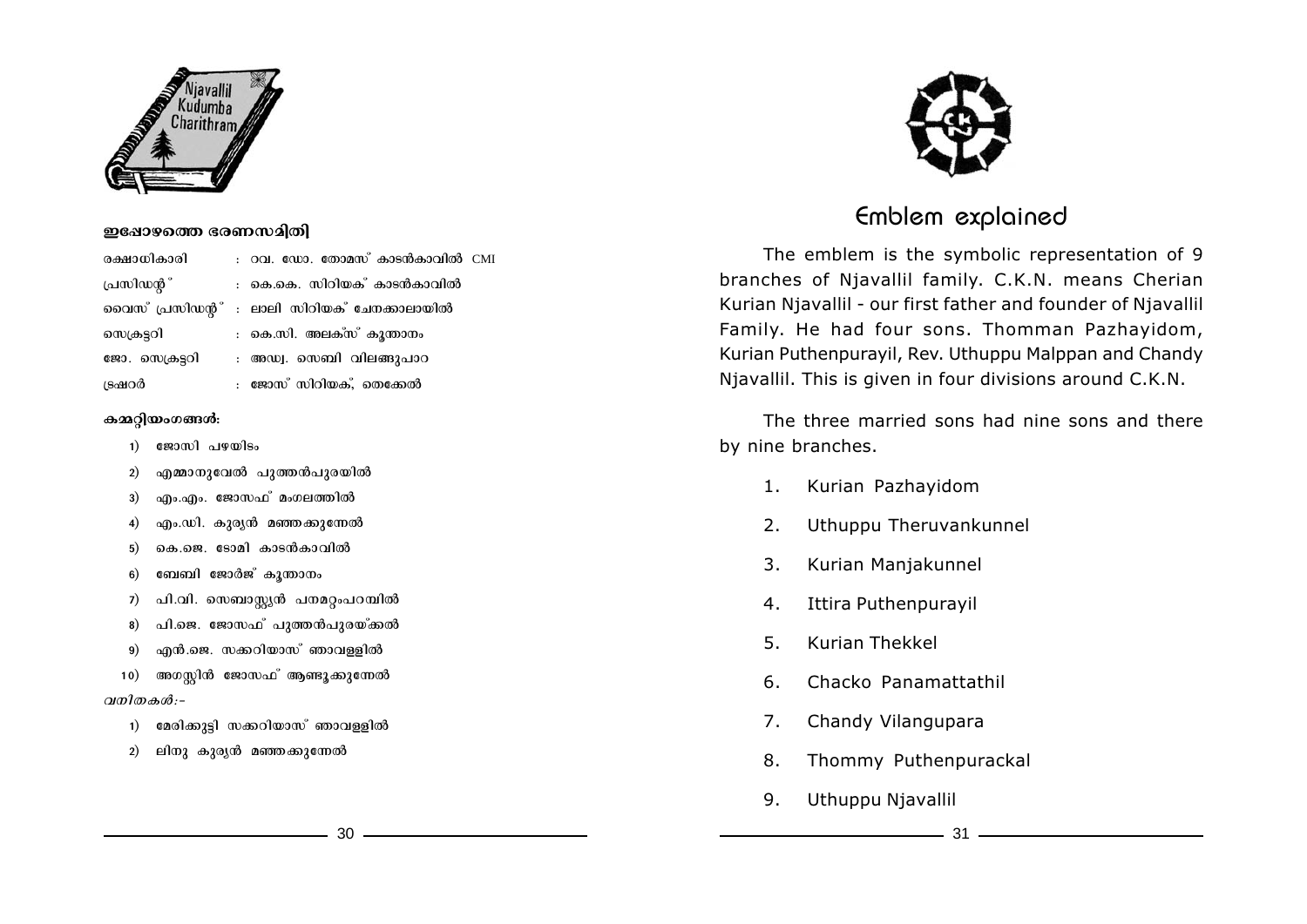## ഇപ്പോഴത്തെ ഭരണസമിതി

| | |
|---|---|
| രക്ഷാധികാരി | : റവ. ഡോ. തോമസ് കാടൻകാവിൽ CMI |
| പ്രസിഡന്റ് | : കെ.കെ. സിറിയക് കാടൻകാവിൽ |
| വൈസ് പ്രസിഡന്റ് | : ലാലി സിറിയക് ചേനക്കാലായിൽ |
| സെക്രട്ടറി | : കെ.സി. അലക്സ് കൂന്താനം |
| ജോ. സെക്രട്ടറി | : അഡ്വ. സെബി വിലങ്ങുപാറ |
| ട്രഷറർ | : ജോസ് സിറിയക്, തെക്കേൽ |

**കമ്മറ്റിയംഗങ്ങൾ:**

1) ജോസി പഴയിടം
2) എമ്മാനുവേൽ പുത്തൻപുരയിൽ
3) എം.എം. ജോസഫ് മംഗലത്തിൽ
4) എം.ഡി. കുര്യൻ മഞ്ഞക്കുന്നേൽ
5) കെ.ജെ. ടോമി കാടൻകാവിൽ
6) ബേബി ജോർജ് കൂന്താനം
7) പി.വി. സെബാസ്റ്റ്യൻ പനമറ്റംപറമ്പിൽ
8) പി.ജെ. ജോസഫ് പുത്തൻപുരയ്ക്കൽ
9) എൻ.ജെ. സക്കറിയാസ് ഞാവള്ളിൽ
10) അഗസ്റ്റിൻ ജോസഫ് ആണ്ടൂക്കുന്നേൽ

*വനിതകൾ:-*

1) മേരിക്കുട്ടി സക്കറിയാസ് ഞാവള്ളിൽ
2) ലിനു കുര്യൻ മഞ്ഞക്കുന്നേൽ

## Emblem explained

The emblem is the symbolic representation of 9 branches of Njavallil family. C.K.N. means Cherian Kurian Njavallil - our first father and founder of Njavallil Family. He had four sons. Thomman Pazhayidom, Kurian Puthenpurayil, Rev. Uthuppu Malppan and Chandy Njavallil. This is given in four divisions around C.K.N.

The three married sons had nine sons and there by nine branches.

1. Kurian Pazhayidom
2. Uthuppu Theruvankunnel
3. Kurian Manjakunnel
4. Ittira Puthenpurayil
5. Kurian Thekkel
6. Chacko Panamattathil
7. Chandy Vilangupara
8. Thommy Puthenpurackal
9. Uthuppu Njavallil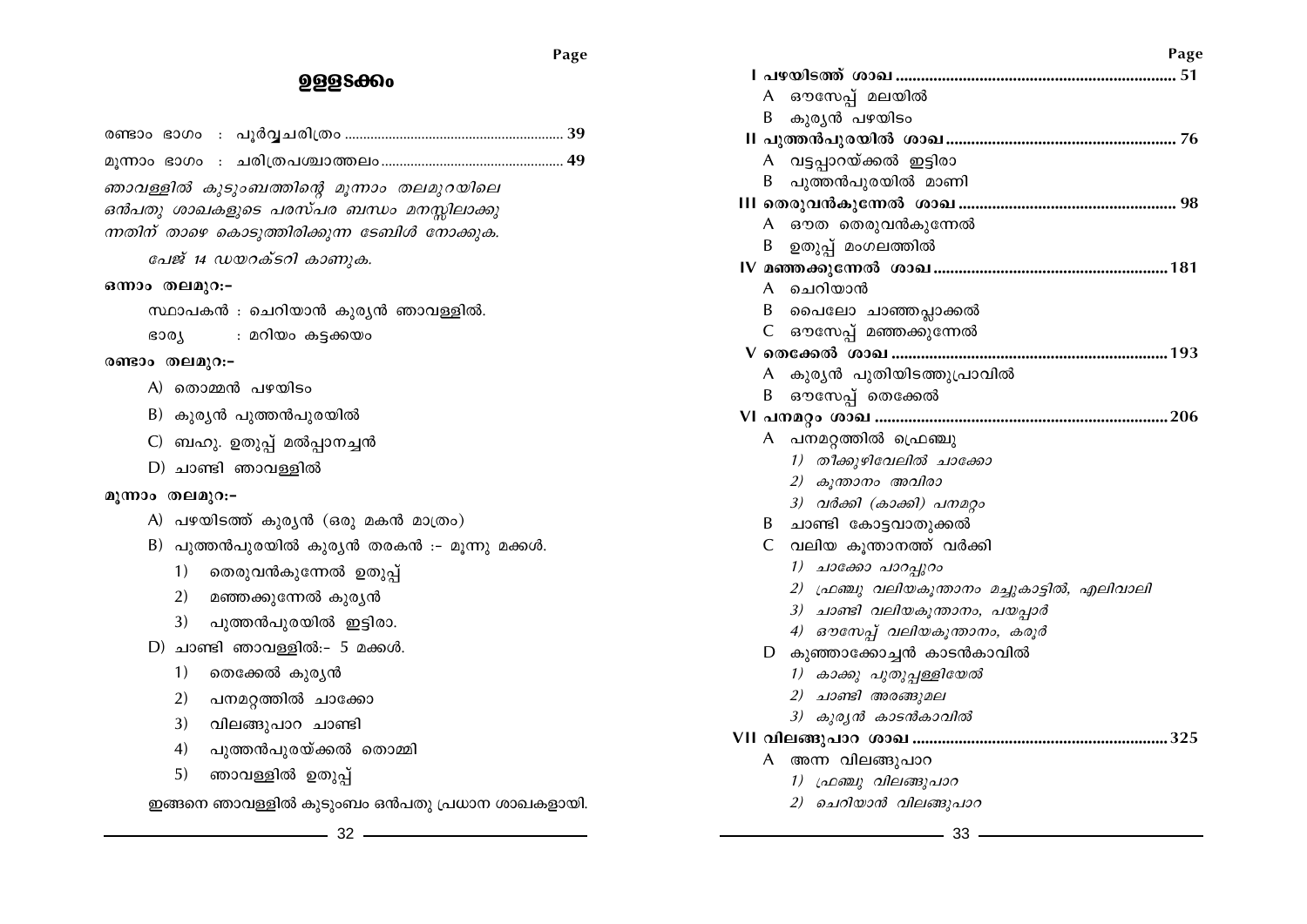# ഉള്ളടക്കം

| | Page |
|---|---|
| രണ്ടാം ഭാഗം : പൂർവ്വചരിത്രം | 39 |
| മൂന്നാം ഭാഗം : ചരിത്രപശ്ചാത്തലം | 49 |

*ഞാവള്ളിൽ കുടുംബത്തിന്റെ മൂന്നാം തലമുറയിലെ ഒൻപതു ശാഖകളുടെ പരസ്പര ബന്ധം മനസ്സിലാക്കുന്നതിന് താഴെ കൊടുത്തിരിക്കുന്ന ടേബിൾ നോക്കുക.*

*പേജ് 14 ഡയറക്ടറി കാണുക.*

**ഒന്നാം തലമുറ:-**

സ്ഥാപകൻ : ചെറിയാൻ കുര്യൻ ഞാവള്ളിൽ.

ഭാര്യ : മറിയം കട്ടക്കയം

**രണ്ടാം തലമുറ:-**

A) തൊമ്മൻ പഴയിടം

B) കുര്യൻ പുത്തൻപുരയിൽ

C) ബഹു. ഉതുപ്പ് മൽപ്പാനച്ചൻ

D) ചാണ്ടി ഞാവള്ളിൽ

**മൂന്നാം തലമുറ:-**

A) പഴയിടത്ത് കുര്യൻ (ഒരു മകൻ മാത്രം)

B) പുത്തൻപുരയിൽ കുര്യൻ തരകൻ :- മൂന്നു മക്കൾ.

1) തെരുവൻകുന്നേൽ ഉതുപ്പ്
2) മഞ്ഞക്കുന്നേൽ കുര്യൻ
3) പുത്തൻപുരയിൽ ഇട്ടിരാ.

D) ചാണ്ടി ഞാവള്ളിൽ:- 5 മക്കൾ.

1) തെക്കേൽ കുര്യൻ
2) പനമറ്റത്തിൽ ചാക്കോ
3) വിലങ്ങുപാറ ചാണ്ടി
4) പുത്തൻപുരയ്ക്കൽ തൊമ്മി
5) ഞാവള്ളിൽ ഉതുപ്പ്

ഇങ്ങനെ ഞാവള്ളിൽ കുടുംബം ഒൻപതു പ്രധാന ശാഖകളായി.

| | Page |
|---|---|
| **I പഴയിടത്ത് ശാഖ** | **51** |
| A ഔസേപ്പ് മലയിൽ | |
| B കുര്യൻ പഴയിടം | |
| **II പുത്തൻപുരയിൽ ശാഖ** | **76** |
| A വട്ടപ്പാറയ്ക്കൽ ഇട്ടിരാ | |
| B പുത്തൻപുരയിൽ മാണി | |
| **III തെരുവൻകുന്നേൽ ശാഖ** | **98** |
| A ഔത തെരുവൻകുന്നേൽ | |
| B ഉതുപ്പ് മംഗലത്തിൽ | |
| **IV മഞ്ഞക്കുന്നേൽ ശാഖ** | **181** |
| A ചെറിയാൻ | |
| B പൈലോ ചാഞ്ഞപ്ലാക്കൽ | |
| C ഔസേപ്പ് മഞ്ഞക്കുന്നേൽ | |
| **V തെക്കേൽ ശാഖ** | **193** |
| A കുര്യൻ പുതിയിടത്തുപ്രാവിൽ | |
| B ഔസേപ്പ് തെക്കേൽ | |
| **VI പനമറ്റം ശാഖ** | **206** |
| A പനമറ്റത്തിൽ ഫ്രെഞ്ചു | |
| *1) തീക്കുഴിവേലിൽ ചാക്കോ* | |
| *2) കൂന്താനം അവിരാ* | |
| *3) വർക്കി (കാക്കി) പനമറ്റം* | |
| B ചാണ്ടി കോട്ടവാതുക്കൽ | |
| C വലിയ കൂന്താനത്ത് വർക്കി | |
| *1) ചാക്കോ പാറപ്പുറം* | |
| *2) ഫ്രഞ്ചു വലിയകൂന്താനം മച്ചുകാട്ടിൽ, എലിവാലി* | |
| *3) ചാണ്ടി വലിയകൂന്താനം, പയപ്പാർ* | |
| *4) ഔസേപ്പ് വലിയകൂന്താനം, കരൂർ* | |
| D കുഞ്ഞാക്കോച്ചൻ കാടൻകാവിൽ | |
| *1) കാക്കു പുതുപ്പള്ളിയേൽ* | |
| *2) ചാണ്ടി അരങ്ങുമല* | |
| *3) കുര്യൻ കാടൻകാവിൽ* | |
| **VII വിലങ്ങുപാറ ശാഖ** | **325** |
| A അന്ന വിലങ്ങുപാറ | |
| *1) ഫ്രഞ്ചു വിലങ്ങുപാറ* | |
| *2) ചെറിയാൻ വിലങ്ങുപാറ* | |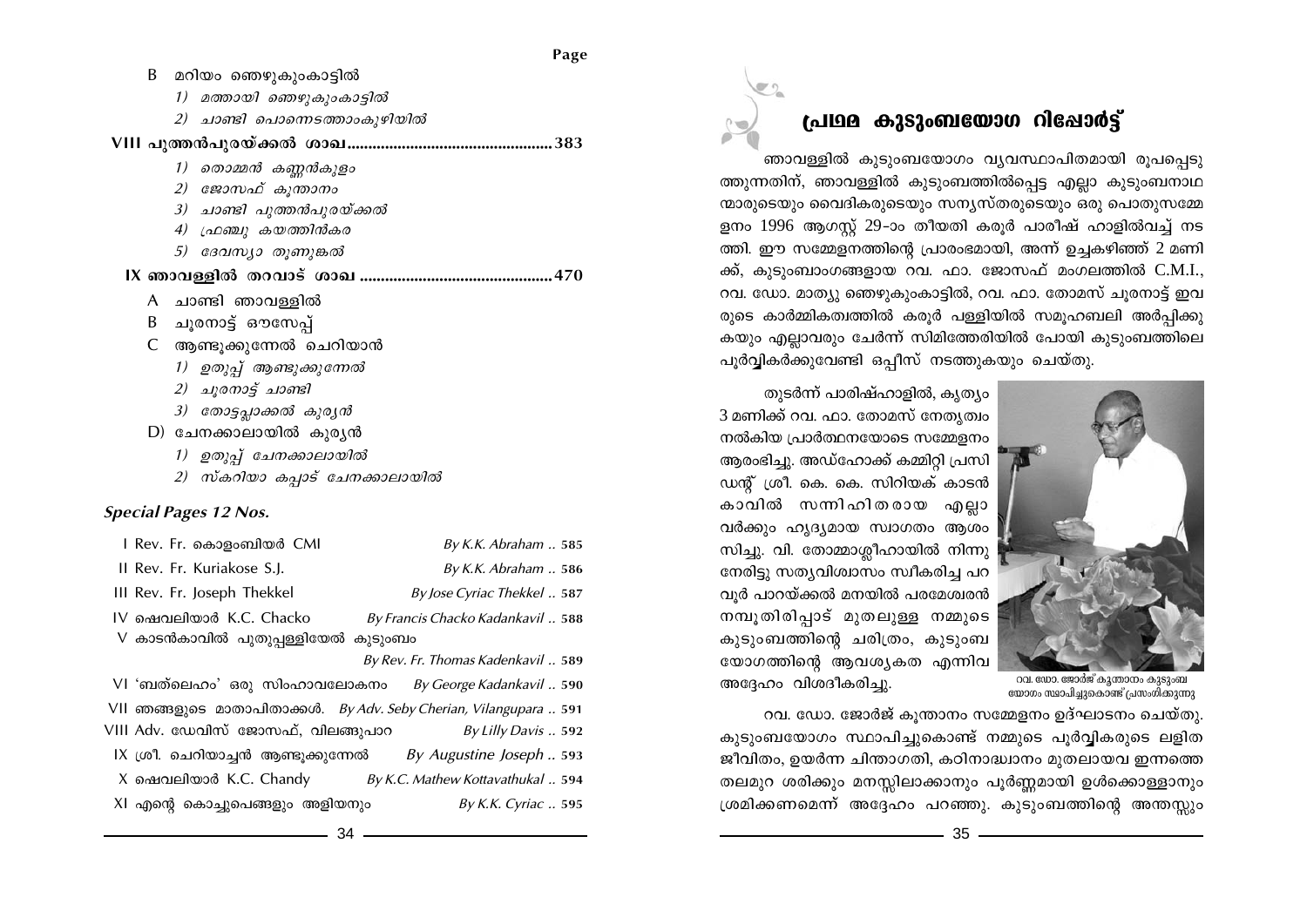Page

B മറിയം ഞെഴുകുംകാട്ടിൽ

*1) മത്തായി ഞെഴുകുംകാട്ടിൽ*

*2) ചാണ്ടി പൊന്നെടത്താംകുഴിയിൽ*

**VIII പുത്തൻപുരയ്ക്കൽ ശാഖ ................................................ 383**

*1) തൊമ്മൻ കണ്ണൻകുളം*

*2) ജോസഫ് കൂന്താനം*

*3) ചാണ്ടി പുത്തൻപുരയ്ക്കൽ*

*4) ഫ്രഞ്ചു കയത്തിൻകര*

*5) ദേവസ്യാ തൂണുങ്കൽ*

**IX ഞാവള്ളിൽ തറവാട് ശാഖ ............................................ 470**

A ചാണ്ടി ഞാവള്ളിൽ

B ചൂരനാട്ട് ഔസേപ്പ്

C ആണ്ടൂക്കുന്നേൽ ചെറിയാൻ

*1) ഉതുപ്പ് ആണ്ടൂക്കുന്നേൽ*

*2) ചൂരനാട്ട് ചാണ്ടി*

*3) തോട്ടപ്ലാക്കൽ കുര്യൻ*

D) ചേനക്കാലായിൽ കുര്യൻ

*1) ഉതുപ്പ് ചേനക്കാലായിൽ*

*2) സ്കറിയാ കപ്പാട് ചേനക്കാലായിൽ*

***Special Pages 12 Nos.***

| | |
|---|---|
| I Rev. Fr. കൊളംബിയർ CMI | *By K.K. Abraham ..* 585 |
| II Rev. Fr. Kuriakose S.J. | *By K.K. Abraham ..* 586 |
| III Rev. Fr. Joseph Thekkel | *By Jose Cyriac Thekkel ..* 587 |
| IV ഷെവലിയാർ K.C. Chacko | *By Francis Chacko Kadankavil ..* 588 |
| V കാടൻകാവിൽ പുതുപ്പള്ളിയേൽ കുടുംബം | *By Rev. Fr. Thomas Kadenkavil ..* 589 |
| VI 'ബത്‌ലെഹം' ഒരു സിംഹാവലോകനം | *By George Kadankavil ..* 590 |
| VII ഞങ്ങളുടെ മാതാപിതാക്കൾ. | *By Adv. Seby Cherian, Vilangupara ..* 591 |
| VIII Adv. ഡേവിസ് ജോസഫ്, വിലങ്ങുപാറ | *By Lilly Davis ..* 592 |
| IX ശ്രീ. ചെറിയാച്ചൻ ആണ്ടൂക്കുന്നേൽ | *By Augustine Joseph ..* 593 |
| X ഷെവലിയാർ K.C. Chandy | *By K.C. Mathew Kottavathukal ..* 594 |
| XI എന്റെ കൊച്ചുപെങ്ങളും അളിയനും | *By K.K. Cyriac ..* 595 |

# പ്രഥമ കുടുംബയോഗ റിപ്പോർട്ട്

ഞാവള്ളിൽ കുടുംബയോഗം വ്യവസ്ഥാപിതമായി രൂപപ്പെടുത്തുന്നതിന്, ഞാവള്ളിൽ കുടുംബത്തിൽപ്പെട്ട എല്ലാ കുടുംബനാഥന്മാരുടെയും വൈദികരുടെയും സന്യസ്തരുടെയും ഒരു പൊതുസമ്മേളനം 1996 ആഗസ്റ്റ് 29-ാം തീയതി കരൂർ പാരീഷ് ഹാളിൽവച്ച് നടത്തി. ഈ സമ്മേളനത്തിന്റെ പ്രാരംഭമായി, അന്ന് ഉച്ചകഴിഞ്ഞ് 2 മണിക്ക്, കുടുംബാംഗങ്ങളായ റവ. ഫാ. ജോസഫ് മംഗലത്തിൽ C.M.I., റവ. ഡോ. മാത്യു ഞെഴുകുംകാട്ടിൽ, റവ. ഫാ. തോമസ് ചൂരനാട്ട് ഇവരുടെ കാർമ്മികത്വത്തിൽ കരൂർ പള്ളിയിൽ സമൂഹബലി അർപ്പിക്കുകയും എല്ലാവരും ചേർന്ന് സിമിത്തേരിയിൽ പോയി കുടുംബത്തിലെ പൂർവ്വികർക്കുവേണ്ടി ഒപ്പീസ് നടത്തുകയും ചെയ്തു.

തുടർന്ന് പാരിഷ്ഹാളിൽ, കൃത്യം 3 മണിക്ക് റവ. ഫാ. തോമസ് നേതൃത്വം നൽകിയ പ്രാർത്ഥനയോടെ സമ്മേളനം ആരംഭിച്ചു. അഡ്ഹോക്ക് കമ്മിറ്റി പ്രസിഡന്റ് ശ്രീ. കെ. കെ. സിറിയക് കാടൻകാവിൽ സന്നിഹിതരായ എല്ലാവർക്കും ഹൃദ്യമായ സ്വാഗതം ആശംസിച്ചു. വി. തോമ്മാശ്ലീഹായിൽ നിന്നു നേരിട്ടു സത്യവിശ്വാസം സ്വീകരിച്ച പറവൂർ പാറയ്ക്കൽ മനയിൽ പരമേശ്വരൻ നമ്പൂതിരിപ്പാട് മുതലുള്ള നമ്മുടെ കുടുംബത്തിന്റെ ചരിത്രം, കുടുംബയോഗത്തിന്റെ ആവശ്യകത എന്നിവ അദ്ദേഹം വിശദീകരിച്ചു.

റവ. ഡോ. ജോർജ് കൂന്താനം കുടുംബയോഗം സ്ഥാപിച്ചുകൊണ്ട് പ്രസംഗിക്കുന്നു

റവ. ഡോ. ജോർജ് കൂന്താനം സമ്മേളനം ഉദ്ഘാടനം ചെയ്തു. കുടുംബയോഗം സ്ഥാപിച്ചുകൊണ്ട് നമ്മുടെ പൂർവ്വികരുടെ ലളിത ജീവിതം, ഉയർന്ന ചിന്താഗതി, കഠിനാദ്ധ്വാനം മുതലായവ ഇന്നത്തെ തലമുറ ശരിക്കും മനസ്സിലാക്കാനും പൂർണ്ണമായി ഉൾക്കൊള്ളാനും ശ്രമിക്കണമെന്ന് അദ്ദേഹം പറഞ്ഞു. കുടുംബത്തിന്റെ അന്തസ്സും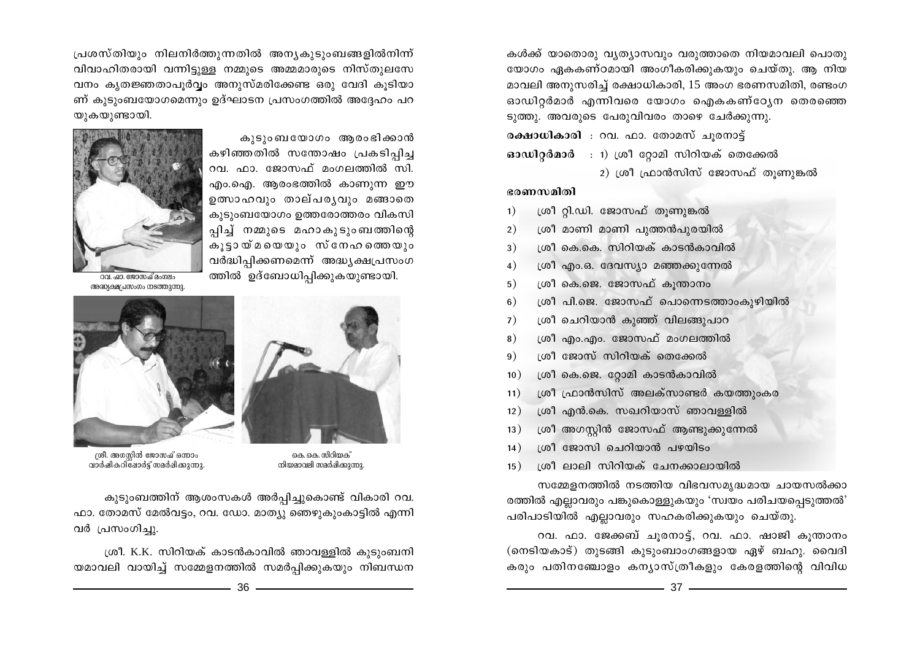പ്രശസ്തിയും നിലനിർത്തുന്നതിൽ അന്യകുടുംബങ്ങളിൽനിന്ന് വിവാഹിതരായി വന്നിട്ടുള്ള നമ്മുടെ അമ്മമാരുടെ നിസ്തുലസേവനം കൃതജ്ഞതാപൂർവ്വം അനുസ്മരിക്കേണ്ട ഒരു വേദി കൂടിയാണ് കുടുംബയോഗമെന്നും ഉദ്ഘാടന പ്രസംഗത്തിൽ അദ്ദേഹം പറയുകയുണ്ടായി.

കുടുംബയോഗം ആരംഭിക്കാൻ കഴിഞ്ഞതിൽ സന്തോഷം പ്രകടിപ്പിച്ച റവ. ഫാ. ജോസഫ് മംഗലത്തിൽ സി.എം.ഐ. ആരംഭത്തിൽ കാണുന്ന ഈ ഉത്സാഹവും താല്പര്യവും മങ്ങാതെ കുടുംബയോഗം ഉത്തരോത്തരം വികസിപ്പിച്ച് നമ്മുടെ മഹാകുടുംബത്തിന്റെ കൂട്ടായ്മയെയും സ്നേഹത്തെയും വർദ്ധിപ്പിക്കണമെന്ന് അദ്ധ്യക്ഷപ്രസംഗത്തിൽ ഉദ്ബോധിപ്പിക്കുകയുണ്ടായി.

റവ. ഫാ. ജോസഫ് മംഗലം അദ്ധ്യക്ഷപ്രസംഗം നടത്തുന്നു.

ശ്രീ. അഗസ്റ്റിൻ ജോസഫ് ഒന്നാം വാർഷികറിപ്പോർട്ട് സമർപ്പിക്കുന്നു.

കെ.കെ. സിറിയക് നിയമാവലി സമർപ്പിക്കുന്നു.

കുടുംബത്തിന് ആശംസകൾ അർപ്പിച്ചുകൊണ്ട് വികാരി റവ. ഫാ. തോമസ് മേൽവട്ടം, റവ. ഡോ. മാത്യു ഞെഴുകുംകാട്ടിൽ എന്നിവർ പ്രസംഗിച്ചു.

ശ്രീ. K.K. സിറിയക് കാടൻകാവിൽ ഞാവള്ളിൽ കുടുംബനിയമാവലി വായിച്ച് സമ്മേളനത്തിൽ സമർപ്പിക്കുകയും നിബന്ധനകൾക്ക് യാതൊരു വ്യത്യാസവും വരുത്താതെ നിയമാവലി പൊതുയോഗം ഏകകണ്ഠമായി അംഗീകരിക്കുകയും ചെയ്തു. ആ നിയമാവലി അനുസരിച്ച് രക്ഷാധികാരി, 15 അംഗ ഭരണസമിതി, രണ്ടംഗ ഓഡിറ്റർമാർ എന്നിവരെ യോഗം ഐകകണ്ഠ്യേന തെരഞ്ഞെടുത്തു. അവരുടെ പേരുവിവരം താഴെ ചേർക്കുന്നു.

**രക്ഷാധികാരി** : റവ. ഫാ. തോമസ് ചൂരനാട്ട്

**ഓഡിറ്റർമാർ** : 1) ശ്രീ റ്റോമി സിറിയക് തെക്കേൽ
2) ശ്രീ ഫ്രാൻസിസ് ജോസഫ് തൂണുങ്കൽ

**ഭരണസമിതി**

1) ശ്രീ റ്റി.ഡി. ജോസഫ് തൂണുങ്കൽ
2) ശ്രീ മാണി മാണി പുത്തൻപുരയിൽ
3) ശ്രീ കെ.കെ. സിറിയക് കാടൻകാവിൽ
4) ശ്രീ എം.ഒ. ദേവസ്യാ മഞ്ഞക്കുന്നേൽ
5) ശ്രീ കെ.ജെ. ജോസഫ് കൂന്താനം
6) ശ്രീ പി.ജെ. ജോസഫ് പൊന്നെടത്താംകുഴിയിൽ
7) ശ്രീ ചെറിയാൻ കുഞ്ഞ് വിലങ്ങുപാറ
8) ശ്രീ എം.എം. ജോസഫ് മംഗലത്തിൽ
9) ശ്രീ ജോസ് സിറിയക് തെക്കേൽ
10) ശ്രീ കെ.ജെ. റ്റോമി കാടൻകാവിൽ
11) ശ്രീ ഫ്രാൻസിസ് അലക്സാണ്ടർ കയത്തുംകര
12) ശ്രീ എൻ.കെ. സഖറിയാസ് ഞാവള്ളിൽ
13) ശ്രീ അഗസ്റ്റിൻ ജോസഫ് ആണ്ടുക്കുന്നേൽ
14) ശ്രീ ജോസി ചെറിയാൻ പഴയിടം
15) ശ്രീ ലാലി സിറിയക് ചേനക്കാലായിൽ

സമ്മേളനത്തിൽ നടത്തിയ വിഭവസമൃദ്ധമായ ചായസൽക്കാരത്തിൽ എല്ലാവരും പങ്കുകൊള്ളുകയും 'സ്വയം പരിചയപ്പെടുത്തൽ' പരിപാടിയിൽ എല്ലാവരും സഹകരിക്കുകയും ചെയ്തു.

റവ. ഫാ. ജേക്കബ് ചൂരനാട്ട്, റവ. ഫാ. ഷാജി കൂന്താനം (നെടിയകാട്) തുടങ്ങി കുടുംബാംഗങ്ങളായ ഏഴ് ബഹു. വൈദികരും പതിനഞ്ചോളം കന്യാസ്ത്രീകളും കേരളത്തിന്റെ വിവിധ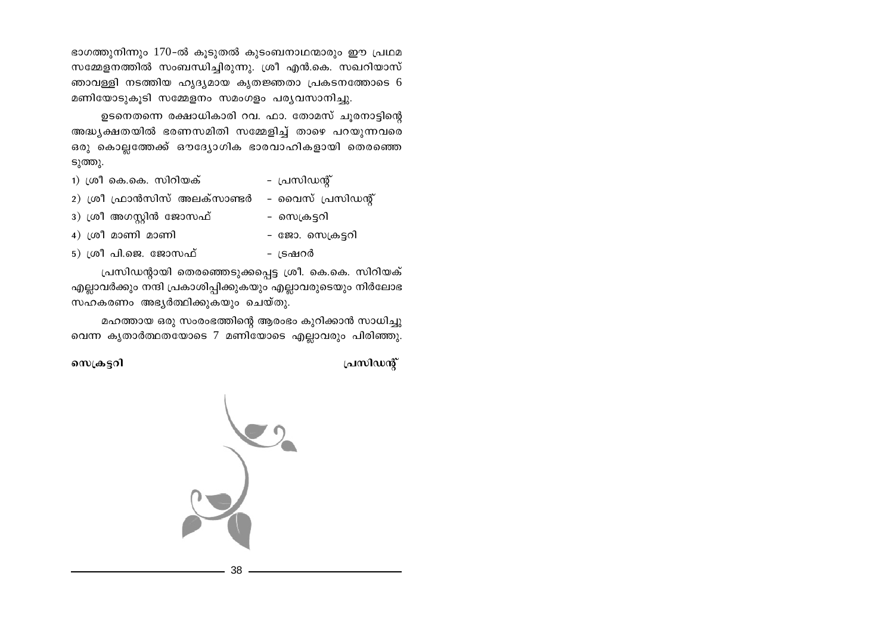ഭാഗത്തുനിന്നും 170-ൽ കൂടുതൽ കുടംബനാഥന്മാരും ഈ പ്രഥമ സമ്മേളനത്തിൽ സംബന്ധിച്ചിരുന്നു. ശ്രീ എൻ.കെ. സഖറിയാസ് ഞാവള്ളി നടത്തിയ ഹൃദ്യമായ കൃതജ്ഞതാ പ്രകടനത്തോടെ 6 മണിയോടുകൂടി സമ്മേളനം സമംഗളം പര്യവസാനിച്ചു.

ഉടനെതന്നെ രക്ഷാധികാരി റവ. ഫാ. തോമസ് ചൂരനാട്ടിന്റെ അദ്ധ്യക്ഷതയിൽ ഭരണസമിതി സമ്മേളിച്ച് താഴെ പറയുന്നവരെ ഒരു കൊല്ലത്തേക്ക് ഔദ്യോഗിക ഭാരവാഹികളായി തെരഞ്ഞെടുത്തു.

| | |
|---|---|
| 1) ശ്രീ കെ.കെ. സിറിയക് | - പ്രസിഡന്റ് |
| 2) ശ്രീ ഫ്രാൻസിസ് അലക്സാണ്ടർ | - വൈസ് പ്രസിഡന്റ് |
| 3) ശ്രീ അഗസ്റ്റിൻ ജോസഫ് | - സെക്രട്ടറി |
| 4) ശ്രീ മാണി മാണി | - ജോ. സെക്രട്ടറി |
| 5) ശ്രീ പി.ജെ. ജോസഫ് | - ട്രഷറർ |

പ്രസിഡന്റായി തെരഞ്ഞെടുക്കപ്പെട്ട ശ്രീ. കെ.കെ. സിറിയക് എല്ലാവർക്കും നന്ദി പ്രകാശിപ്പിക്കുകയും എല്ലാവരുടെയും നിർലോഭ സഹകരണം അഭ്യർത്ഥിക്കുകയും ചെയ്തു.

മഹത്തായ ഒരു സംരംഭത്തിന്റെ ആരംഭം കുറിക്കാൻ സാധിച്ചുവെന്ന കൃതാർത്ഥതയോടെ 7 മണിയോടെ എല്ലാവരും പിരിഞ്ഞു.

**സെക്രട്ടറി** **പ്രസിഡന്റ്**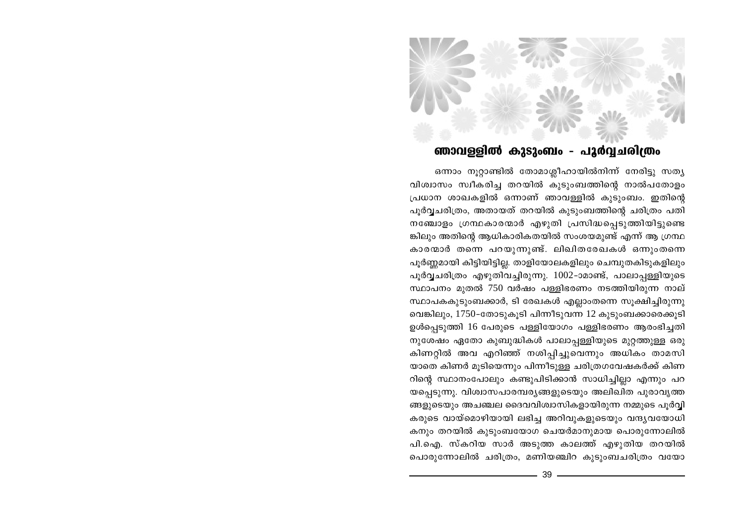# ഞാവള്ളിൽ കുടുംബം - പൂർവ്വചരിത്രം

ഒന്നാം നൂറ്റാണ്ടിൽ തോമാശ്ലീഹായിൽനിന്ന് നേരിട്ടു സത്യ വിശ്വാസം സ്വീകരിച്ച തറയിൽ കുടുംബത്തിന്റെ നാൽപതോളം പ്രധാന ശാഖകളിൽ ഒന്നാണ് ഞാവള്ളിൽ കുടുംബം. ഇതിന്റെ പൂർവ്വചരിത്രം, അതായത് തറയിൽ കുടുംബത്തിന്റെ ചരിത്രം പതി നഞ്ചോളം ഗ്രന്ഥകാരന്മാർ എഴുതി പ്രസിദ്ധപ്പെടുത്തിയിട്ടുണ്ടെ ങ്കിലും അതിന്റെ ആധികാരികതയിൽ സംശയമുണ്ട് എന്ന് ആ ഗ്രന്ഥ കാരന്മാർ തന്നെ പറയുന്നുണ്ട്. ലിഖിതരേഖകൾ ഒന്നുംതന്നെ പൂർണ്ണമായി കിട്ടിയിട്ടില്ല. താളിയോലകളിലും ചെമ്പുതകിടുകളിലും പൂർവ്വചരിത്രം എഴുതിവച്ചിരുന്നു. 1002-ാമാണ്ട്, പാലാപ്പള്ളിയുടെ സ്ഥാപനം മുതൽ 750 വർഷം പള്ളിഭരണം നടത്തിയിരുന്ന നാല് സ്ഥാപകകുടുംബക്കാർ, ടി രേഖകൾ എല്ലാംതന്നെ സൂക്ഷിച്ചിരുന്നു വെങ്കിലും, 1750-തോടുകൂടി പിന്നീടുവന്ന 12 കുടുംബക്കാരെക്കൂടി ഉൾപ്പെടുത്തി 16 പേരുടെ പള്ളിയോഗം പള്ളിഭരണം ആരംഭിച്ചതി നുശേഷം ഏതോ കുബുദ്ധികൾ പാലാപ്പള്ളിയുടെ മുറ്റത്തുള്ള ഒരു കിണറ്റിൽ അവ എറിഞ്ഞ് നശിപ്പിച്ചുവെന്നും അധികം താമസി യാതെ കിണർ മൂടിയെന്നും പിന്നീടുള്ള ചരിത്രഗവേഷകർക്ക് കിണ റിന്റെ സ്ഥാനംപോലും കണ്ടുപിടിക്കാൻ സാധിച്ചില്ലാ എന്നും പറ യപ്പെടുന്നു. വിശ്വാസപാരമ്പര്യങ്ങളുടെയും അലിഖിത പുരാവൃത്ത ങ്ങളുടെയും അചഞ്ചല ദൈവവിശ്വാസികളായിരുന്ന നമ്മുടെ പൂർവ്വി കരുടെ വായ്മൊഴിയായി ലഭിച്ച അറിവുകളുടെയും വന്ദ്യവയോധി കനും തറയിൽ കുടുംബയോഗ ചെയർമാനുമായ പൊരുന്നോലിൽ പി.ഐ. സ്കറിയ സാർ അടുത്ത കാലത്ത് എഴുതിയ തറയിൽ പൊരുന്നോലിൽ ചരിത്രം, മണിയഞ്ചിറ കുടുംബചരിത്രം വയോ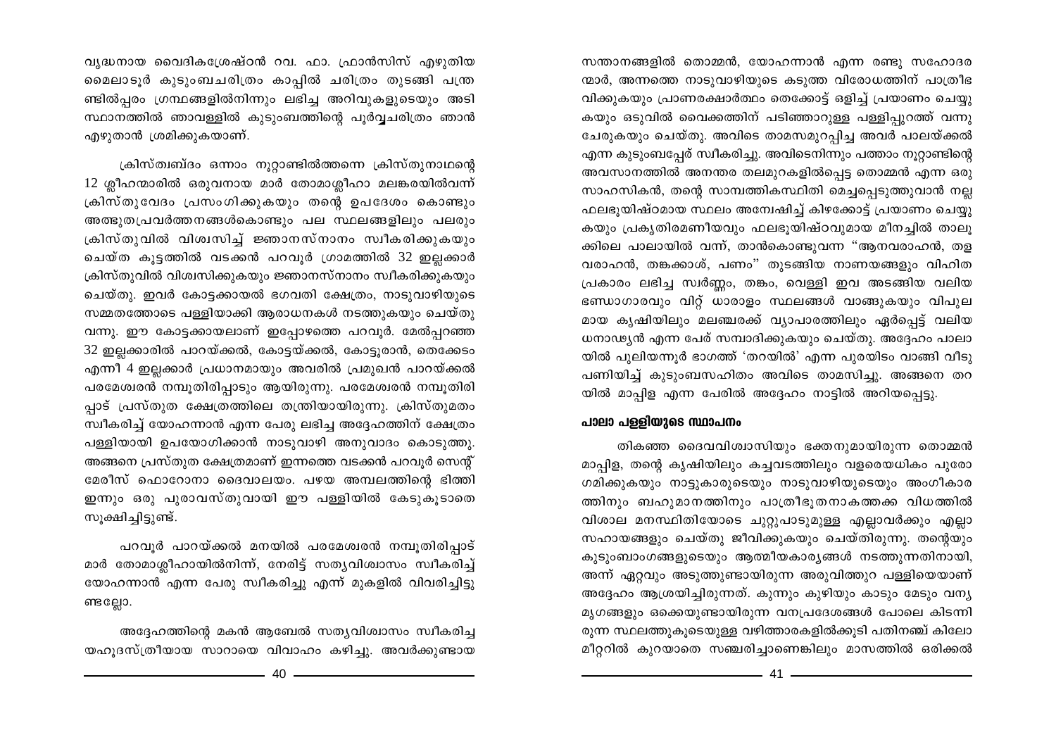വൃദ്ധനായ വൈദികശ്രേഷ്ഠൻ റവ. ഫാ. ഫ്രാൻസിസ് എഴുതിയ മൈലാടൂർ കുടുംബചരിത്രം കാപ്പിൽ ചരിത്രം തുടങ്ങി പത്രങ്ങളിൽപ്പരം ഗ്രന്ഥങ്ങളിൽനിന്നും ലഭിച്ച അറിവുകളുടെയും അടിസ്ഥാനത്തിൽ ഞാവള്ളിൽ കുടുംബത്തിന്റെ പൂർവ്വചരിത്രം ഞാൻ എഴുതാൻ ശ്രമിക്കുകയാണ്.

ക്രിസ്തബ്ദം ഒന്നാം നൂറ്റാണ്ടിൽത്തന്നെ ക്രിസ്തുനാഥന്റെ 12 ശ്ലീഹന്മാരിൽ ഒരുവനായ മാർ തോമാശ്ലീഹാ മലങ്കരയിൽവന്ന് ക്രിസ്തുവേദം പ്രസംഗിക്കുകയും തന്റെ ഉപദേശം കൊണ്ടും അത്ഭുതപ്രവർത്തനങ്ങൾകൊണ്ടും പല സ്ഥലങ്ങളിലും പലരും ക്രിസ്തുവിൽ വിശ്വസിച്ച് ജ്ഞാനസ്നാനം സ്വീകരിക്കുകയും ചെയ്ത കൂട്ടത്തിൽ വടക്കൻ പറവൂർ ഗ്രാമത്തിൽ 32 ഇല്ലക്കാർ ക്രിസ്തുവിൽ വിശ്വസിക്കുകയും ജ്ഞാനസ്നാനം സ്വീകരിക്കുകയും ചെയ്തു. ഇവർ കോട്ടക്കായൽ ഭഗവതി ക്ഷേത്രം, നാടുവാഴിയുടെ സമ്മതത്തോടെ പള്ളിയാക്കി ആരാധനകൾ നടത്തുകയും ചെയ്തു വന്നു. ഈ കോട്ടക്കായലാണ് ഇപ്പോഴത്തെ പറവൂർ. മേൽപ്പറഞ്ഞ 32 ഇല്ലക്കാരിൽ പാറയ്ക്കൽ, കോട്ടയ്ക്കൽ, കോട്ടൂരാൻ, തെക്കേടം എന്നീ 4 ഇല്ലക്കാർ പ്രധാനമായും അവരിൽ പ്രമുഖൻ പാറയ്ക്കൽ പരമേശ്വരൻ നമ്പൂതിരിപ്പാടും ആയിരുന്നു. പരമേശ്വരൻ നമ്പൂതിരിപ്പാട് പ്രസ്തുത ക്ഷേത്രത്തിലെ തന്ത്രിയായിരുന്നു. ക്രിസ്തുമതം സ്വീകരിച്ച് യോഹന്നാൻ എന്ന പേരു ലഭിച്ച അദ്ദേഹത്തിന് ക്ഷേത്രം പള്ളിയായി ഉപയോഗിക്കാൻ നാടുവാഴി അനുവാദം കൊടുത്തു. അങ്ങനെ പ്രസ്തുത ക്ഷേത്രമാണ് ഇന്നത്തെ വടക്കൻ പറവൂർ സെന്റ് മേരീസ് ഫൊറോനാ ദൈവാലയം. പഴയ അമ്പലത്തിന്റെ ഭിത്തി ഇന്നും ഒരു പുരാവസ്തുവായി ഈ പള്ളിയിൽ കേടുകൂടാതെ സൂക്ഷിച്ചിട്ടുണ്ട്.

പറവൂർ പാറയ്ക്കൽ മനയിൽ പരമേശ്വരൻ നമ്പൂതിരിപ്പാട് മാർ തോമാശ്ലീഹായിൽനിന്ന്, നേരിട്ട് സത്യവിശ്വാസം സ്വീകരിച്ച് യോഹന്നാൻ എന്ന പേരു സ്വീകരിച്ചു എന്ന് മുകളിൽ വിവരിച്ചിട്ടുണ്ടല്ലോ.

അദ്ദേഹത്തിന്റെ മകൻ ആബേൽ സത്യവിശ്വാസം സ്വീകരിച്ച യഹൂദസ്ത്രീയായ സാറായെ വിവാഹം കഴിച്ചു. അവർക്കുണ്ടായ സന്താനങ്ങളിൽ തൊമ്മൻ, യോഹന്നാൻ എന്ന രണ്ടു സഹോദരന്മാർ, അന്നത്തെ നാടുവാഴിയുടെ കടുത്ത വിരോധത്തിന് പാത്രീഭവിക്കുകയും പ്രാണരക്ഷാർത്ഥം തെക്കോട്ട് ഒളിച്ച് പ്രയാണം ചെയ്യുകയും ഒടുവിൽ വൈക്കത്തിന് പടിഞ്ഞാറുള്ള പള്ളിപ്പുറത്ത് വന്നു ചേരുകയും ചെയ്തു. അവിടെ താമസമുറപ്പിച്ച അവർ പാലയ്ക്കൽ എന്ന കുടുംബപ്പേര് സ്വീകരിച്ചു. അവിടെനിന്നും പത്താം നൂറ്റാണ്ടിന്റെ അവസാനത്തിൽ അനന്തര തലമുറകളിൽപ്പെട്ട തൊമ്മൻ എന്ന ഒരു സാഹസികൻ, തന്റെ സാമ്പത്തികസ്ഥിതി മെച്ചപ്പെടുത്തുവാൻ നല്ല ഫലഭൂയിഷ്ഠമായ സ്ഥലം അന്വേഷിച്ച് കിഴക്കോട്ട് പ്രയാണം ചെയ്യുകയും പ്രകൃതിരമണീയവും ഫലഭൂയിഷ്ഠവുമായ മീനച്ചിൽ താലൂക്കിലെ പാലായിൽ വന്ന്, താൻകൊണ്ടുവന്ന "ആനവരാഹൻ, തളവരാഹൻ, തങ്കക്കാശ്, പണം" തുടങ്ങിയ നാണയങ്ങളും വിഹിത പ്രകാരം ലഭിച്ച സ്വർണ്ണം, തങ്കം, വെള്ളി ഇവ അടങ്ങിയ വലിയ ഭണ്ഡാഗാരവും വിറ്റ് ധാരാളം സ്ഥലങ്ങൾ വാങ്ങുകയും വിപുലമായ കൃഷിയിലും മലഞ്ചരക്ക് വ്യാപാരത്തിലും ഏർപ്പെട്ട് വലിയ ധനാഢ്യൻ എന്ന പേര് സമ്പാദിക്കുകയും ചെയ്തു. അദ്ദേഹം പാലായിൽ പുലിയന്നൂർ ഭാഗത്ത് 'തറയിൽ' എന്ന പുരയിടം വാങ്ങി വീടു പണിയിച്ച് കുടുംബസഹിതം അവിടെ താമസിച്ചു. അങ്ങനെ തറയിൽ മാപ്പിള എന്ന പേരിൽ അദ്ദേഹം നാട്ടിൽ അറിയപ്പെട്ടു.

#### പാലാ പള്ളിയുടെ സ്ഥാപനം

തികഞ്ഞ ദൈവവിശ്വാസിയും ഭക്തനുമായിരുന്ന തൊമ്മൻ മാപ്പിള, തന്റെ കൃഷിയിലും കച്ചവടത്തിലും വളരെയധികം പുരോഗമിക്കുകയും നാട്ടുകാരുടെയും നാടുവാഴിയുടെയും അംഗീകാരത്തിനും ബഹുമാനത്തിനും പാത്രീഭൂതനാകത്തക്ക വിധത്തിൽ വിശാല മനസ്ഥിതിയോടെ ചുറ്റുപാടുമുള്ള എല്ലാവർക്കും എല്ലാ സഹായങ്ങളും ചെയ്തു ജീവിക്കുകയും ചെയ്തിരുന്നു. തന്റെയും കുടുംബാംഗങ്ങളുടെയും ആത്മീയകാര്യങ്ങൾ നടത്തുന്നതിനായി, അന്ന് ഏറ്റവും അടുത്തുണ്ടായിരുന്ന അരുവിത്തുറ പള്ളിയെയാണ് അദ്ദേഹം ആശ്രയിച്ചിരുന്നത്. കുന്നും കുഴിയും കാടും മേടും വന്യമൃഗങ്ങളും ഒക്കെയുണ്ടായിരുന്ന വനപ്രദേശങ്ങൾ പോലെ കിടന്നിരുന്ന സ്ഥലത്തുകൂടെയുള്ള വഴിത്താരകളിൽക്കൂടി പതിനഞ്ച് കിലോമീറ്ററിൽ കുറയാതെ സഞ്ചരിച്ചാണെങ്കിലും മാസത്തിൽ ഒരിക്കൽ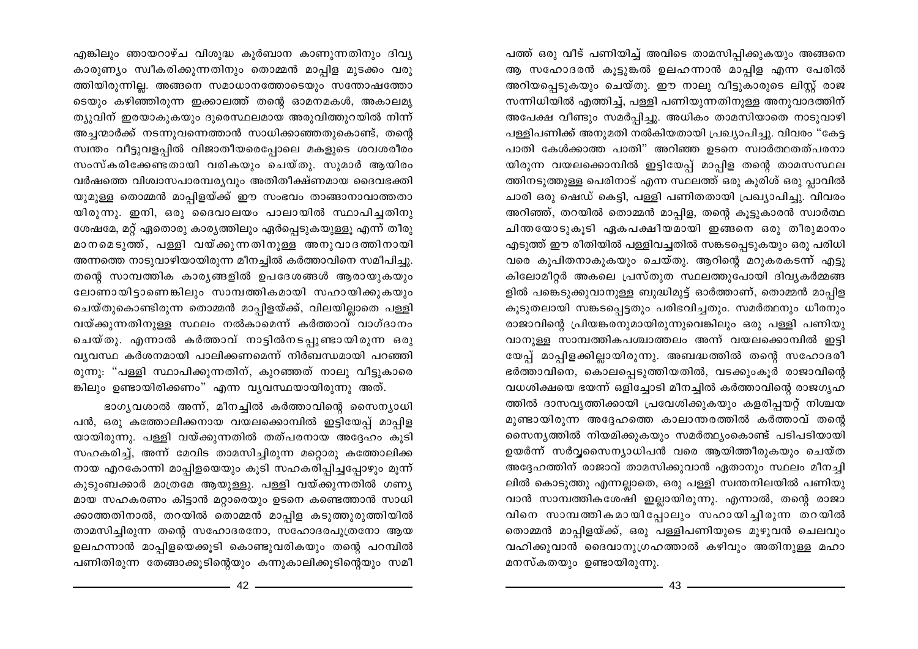എങ്കിലും ഞായറാഴ്ച വിശുദ്ധ കുർബാന കാണുന്നതിനും ദിവ്യ കാരുണ്യം സ്വീകരിക്കുന്നതിനും തൊമ്മൻ മാപ്പിള മുടക്കം വരുത്തിയിരുന്നില്ല. അങ്ങനെ സമാധാനത്തോടെയും സന്തോഷത്തോടെയും കഴിഞ്ഞിരുന്ന ഇക്കാലത്ത് തന്റെ ഓമനമകൾ, അകാലമൃത്യുവിന് ഇരയാകുകയും ദൂരെസ്ഥലമായ അരുവിത്തുറയിൽ നിന്ന് അച്ചന്മാർക്ക് നടന്നുവന്നെത്താൻ സാധിക്കാഞ്ഞതുകൊണ്ട്, തന്റെ സ്വന്തം വീട്ടുവളപ്പിൽ വിജാതീയരെപ്പോലെ മകളുടെ ശവശരീരം സംസ്കരിക്കേണ്ടതായി വരികയും ചെയ്തു. സുമാർ ആയിരം വർഷത്തെ വിശ്വാസപാരമ്പര്യവും അതിതീക്ഷ്ണമായ ദൈവഭക്തിയുമുള്ള തൊമ്മൻ മാപ്പിളയ്ക്ക് ഈ സംഭവം താങ്ങാനാവാത്തതായിരുന്നു. ഇനി, ഒരു ദൈവാലയം പാലായിൽ സ്ഥാപിച്ചതിനു ശേഷമേ, മറ്റ് ഏതൊരു കാര്യത്തിലും ഏർപ്പെടുകയുള്ളൂ എന്ന് തീരുമാനമെടുത്ത്, പള്ളി വയ്ക്കുന്നതിനുള്ള അനുവാദത്തിനായി അന്നത്തെ നാടുവാഴിയായിരുന്ന മീനച്ചിൽ കർത്താവിനെ സമീപിച്ചു. തന്റെ സാമ്പത്തിക കാര്യങ്ങളിൽ ഉപദേശങ്ങൾ ആരായുകയും ലോണായിട്ടാണെങ്കിലും സാമ്പത്തികമായി സഹായിക്കുകയും ചെയ്തുകൊണ്ടിരുന്ന തൊമ്മൻ മാപ്പിളയ്ക്ക്, വിലയില്ലാതെ പള്ളി വയ്ക്കുന്നതിനുള്ള സ്ഥലം നൽകാമെന്ന് കർത്താവ് വാഗ്ദാനം ചെയ്തു. എന്നാൽ കർത്താവ് നാട്ടിൽനടപ്പുണ്ടായിരുന്ന ഒരു വ്യവസ്ഥ കർശനമായി പാലിക്കണമെന്ന് നിർബന്ധമായി പറഞ്ഞിരുന്നു: "പള്ളി സ്ഥാപിക്കുന്നതിന്, കുറഞ്ഞത് നാലു വീട്ടുകാരെങ്കിലും ഉണ്ടായിരിക്കണം" എന്ന വ്യവസ്ഥയായിരുന്നു അത്.

ഭാഗ്യവശാൽ അന്ന്, മീനച്ചിൽ കർത്താവിന്റെ സൈന്യാധിപൻ, ഒരു കത്തോലിക്കനായ വയലക്കൊമ്പിൽ ഇട്ടിയേപ്പ് മാപ്പിളയായിരുന്നു. പള്ളി വയ്ക്കുന്നതിൽ തത്പരനായ അദ്ദേഹം കൂടി സഹകരിച്ച്, അന്ന് മേവിട താമസിച്ചിരുന്ന മറ്റൊരു കത്തോലിക്കനായ എറകോന്നി മാപ്പിളയെയും കൂടി സഹകരിപ്പിച്ചപ്പോഴും മൂന്ന് കുടുംബക്കാർ മാത്രമേ ആയുള്ളൂ. പള്ളി വയ്ക്കുന്നതിൽ ഗണ്യമായ സഹകരണം കിട്ടാൻ മറ്റാരെയും ഉടനെ കണ്ടെത്താൻ സാധിക്കാത്തതിനാൽ, തറയിൽ തൊമ്മൻ മാപ്പിള കടുത്തുരുത്തിയിൽ താമസിച്ചിരുന്ന തന്റെ സഹോദരനോ, സഹോദരപുത്രനോ ആയ ഉലഹന്നാൻ മാപ്പിളയെക്കൂടി കൊണ്ടുവരികയും തന്റെ പറമ്പിൽ പണിതിരുന്ന തേങ്ങാക്കൂടിന്റെയും കന്നുകാലിക്കൂടിന്റെയും സമീപത്ത് ഒരു വീട് പണിയിച്ച് അവിടെ താമസിപ്പിക്കുകയും അങ്ങനെ ആ സഹോദരൻ കൂട്ടുങ്കൽ ഉലഹന്നാൻ മാപ്പിള എന്ന പേരിൽ അറിയപ്പെടുകയും ചെയ്തു. ഈ നാലു വീട്ടുകാരുടെ ലിസ്റ്റ് രാജസന്നിധിയിൽ എത്തിച്ച്, പള്ളി പണിയുന്നതിനുള്ള അനുവാദത്തിന് അപേക്ഷ വീണ്ടും സമർപ്പിച്ചു. അധികം താമസിയാതെ നാടുവാഴി പള്ളിപണിക്ക് അനുമതി നൽകിയതായി പ്രഖ്യാപിച്ചു. വിവരം "കേട്ട പാതി കേൾക്കാത്ത പാതി" അറിഞ്ഞ ഉടനെ സ്വാർത്ഥതത്പരനായിരുന്ന വയലക്കൊമ്പിൽ ഇട്ടിയേപ്പ് മാപ്പിള തന്റെ താമസസ്ഥലത്തിനടുത്തുള്ള പെരിനാട് എന്ന സ്ഥലത്ത് ഒരു കുരിശ് ഒരു പ്ലാവിൽ ചാരി ഒരു ഷെഡ് കെട്ടി, പള്ളി പണിതതായി പ്രഖ്യാപിച്ചു. വിവരം അറിഞ്ഞ്, തറയിൽ തൊമ്മൻ മാപ്പിള, തന്റെ കൂട്ടുകാരൻ സ്വാർത്ഥചിന്തയോടുകൂടി ഏകപക്ഷീയമായി ഇങ്ങനെ ഒരു തീരുമാനം എടുത്ത് ഈ രീതിയിൽ പള്ളിവച്ചതിൽ സങ്കടപ്പെടുകയും ഒരു പരിധി വരെ കുപിതനാകുകയും ചെയ്തു. ആറിന്റെ മറുകരകടന്ന് എട്ടു കിലോമീറ്റർ അകലെ പ്രസ്തുത സ്ഥലത്തുപോയി ദിവ്യകർമ്മങ്ങളിൽ പങ്കെടുക്കുവാനുള്ള ബുദ്ധിമുട്ട് ഓർത്താണ്, തൊമ്മൻ മാപ്പിള കൂടുതലായി സങ്കടപ്പെട്ടതും പരിഭവിച്ചതും. സമർത്ഥനും ധീരനും രാജാവിന്റെ പ്രിയങ്കരനുമായിരുന്നുവെങ്കിലും ഒരു പള്ളി പണിയുവാനുള്ള സാമ്പത്തികപശ്ചാത്തലം അന്ന് വയലക്കൊമ്പിൽ ഇട്ടിയേപ്പ് മാപ്പിളക്കില്ലായിരുന്നു. അബദ്ധത്തിൽ തന്റെ സഹോദരീഭർത്താവിനെ, കൊലപ്പെടുത്തിയതിൽ, വടക്കുംകൂർ രാജാവിന്റെ വധശിക്ഷയെ ഭയന്ന് ഒളിച്ചോടി മീനച്ചിൽ കർത്താവിന്റെ രാജഗൃഹത്തിൽ ദാസവൃത്തിക്കായി പ്രവേശിക്കുകയും കളരിപ്പയറ്റ് നിശ്ചയമുണ്ടായിരുന്ന അദ്ദേഹത്തെ കാലാന്തരത്തിൽ കർത്താവ് തന്റെ സൈന്യത്തിൽ നിയമിക്കുകയും സമർത്ഥ്യംകൊണ്ട് പടിപടിയായി ഉയർന്ന് സർവ്വസൈന്യാധിപൻ വരെ ആയിത്തീരുകയും ചെയ്ത അദ്ദേഹത്തിന് രാജാവ് താമസിക്കുവാൻ ഏതാനും സ്ഥലം മീനച്ചിലിൽ കൊടുത്തു എന്നല്ലാതെ, ഒരു പള്ളി സ്വന്തനിലയിൽ പണിയുവാൻ സാമ്പത്തികശേഷി ഇല്ലായിരുന്നു. എന്നാൽ, തന്റെ രാജാവിനെ സാമ്പത്തികമായിപ്പോലും സഹായിച്ചിരുന്ന തറയിൽ തൊമ്മൻ മാപ്പിളയ്ക്ക്, ഒരു പള്ളിപണിയുടെ മുഴുവൻ ചെലവും വഹിക്കുവാൻ ദൈവാനുഗ്രഹത്താൽ കഴിവും അതിനുള്ള മഹാമനസ്കതയും ഉണ്ടായിരുന്നു.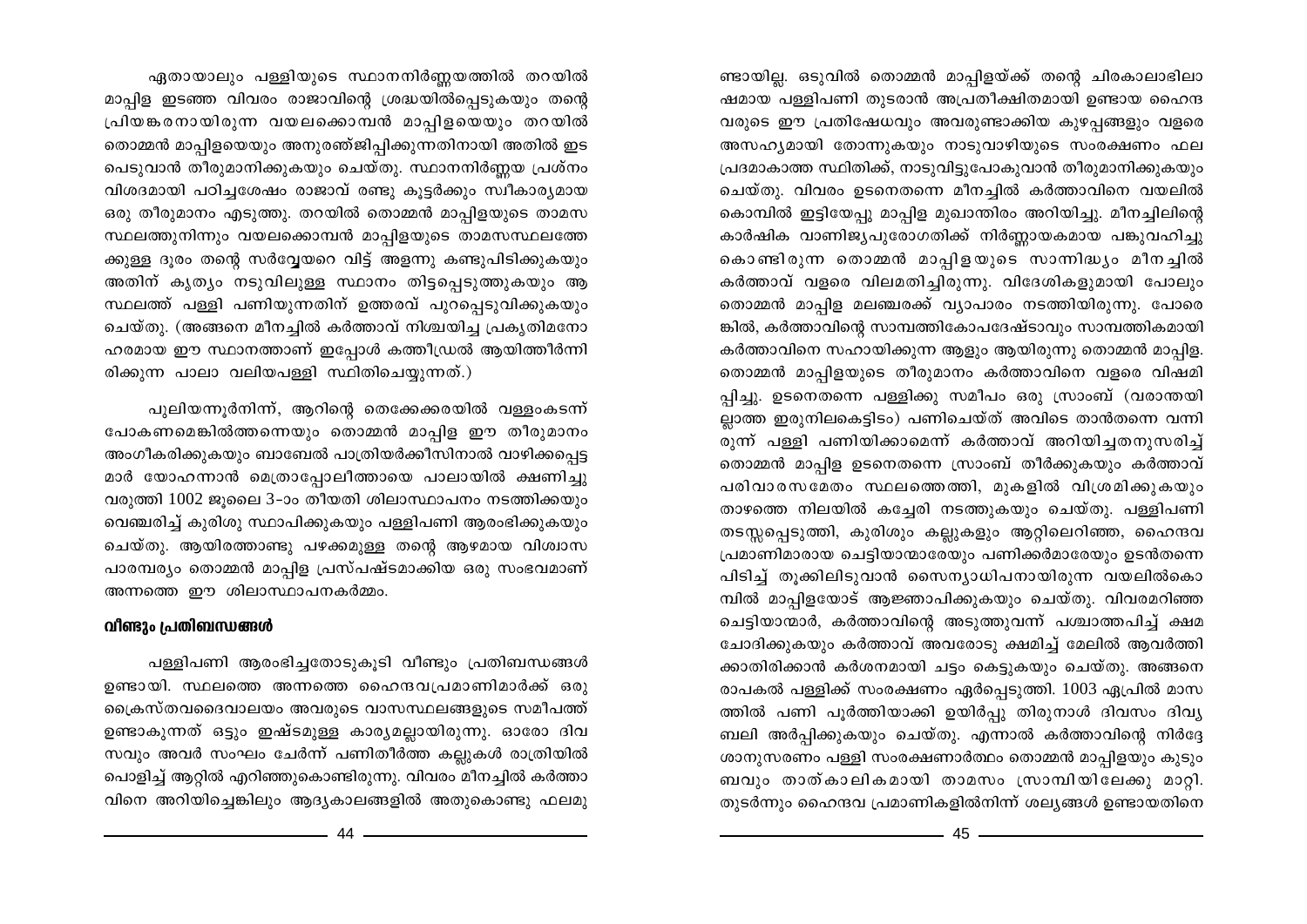ഏതായാലും പള്ളിയുടെ സ്ഥാനനിർണ്ണയത്തിൽ തറയിൽ മാപ്പിള ഇടഞ്ഞ വിവരം രാജാവിന്റെ ശ്രദ്ധയിൽപ്പെടുകയും തന്റെ പ്രിയങ്കരനായിരുന്ന വയലക്കൊമ്പൻ മാപ്പിളയെയും തറയിൽ തൊമ്മൻ മാപ്പിളയെയും അനുരഞ്ജിപ്പിക്കുന്നതിനായി അതിൽ ഇട പെടുവാൻ തീരുമാനിക്കുകയും ചെയ്തു. സ്ഥാനനിർണ്ണയ പ്രശ്നം വിശദമായി പഠിച്ചശേഷം രാജാവ് രണ്ടു കൂട്ടർക്കും സ്വീകാര്യമായ ഒരു തീരുമാനം എടുത്തു. തറയിൽ തൊമ്മൻ മാപ്പിളയുടെ താമസ സ്ഥലത്തുനിന്നും വയലക്കൊമ്പൻ മാപ്പിളയുടെ താമസസ്ഥലത്തേ ക്കുള്ള ദൂരം തന്റെ സർവ്വേയറെ വിട്ട് അളന്നു കണ്ടുപിടിക്കുകയും അതിന് കൃത്യം നടുവിലുള്ള സ്ഥാനം തിട്ടപ്പെടുത്തുകയും ആ സ്ഥലത്ത് പള്ളി പണിയുന്നതിന് ഉത്തരവ് പുറപ്പെടുവിക്കുകയും ചെയ്തു. (അങ്ങനെ മീനച്ചിൽ കർത്താവ് നിശ്ചയിച്ച പ്രകൃതിമനോ ഹരമായ ഈ സ്ഥാനത്താണ് ഇപ്പോൾ കത്തീഡ്രൽ ആയിത്തീർന്നി രിക്കുന്ന പാലാ വലിയപള്ളി സ്ഥിതിചെയ്യുന്നത്.)

പുലിയന്നൂർനിന്ന്, ആറിന്റെ തെക്കേക്കരയിൽ വള്ളംകടന്ന് പോകണമെങ്കിൽത്തന്നെയും തൊമ്മൻ മാപ്പിള ഈ തീരുമാനം അംഗീകരിക്കുകയും ബാബേൽ പാത്രിയർക്കീസിനാൽ വാഴിക്കപ്പെട്ട മാർ യോഹന്നാൻ മെത്രാപ്പോലീത്തായെ പാലായിൽ ക്ഷണിച്ചു വരുത്തി 1002 ജൂലൈ 3-ാം തീയതി ശിലാസ്ഥാപനം നടത്തിക്കയും വെഞ്ചരിച്ച് കുരിശു സ്ഥാപിക്കുകയും പള്ളിപണി ആരംഭിക്കുകയും ചെയ്തു. ആയിരത്താണ്ടു പഴക്കമുള്ള തന്റെ ആഴമായ വിശ്വാസ പാരമ്പര്യം തൊമ്മൻ മാപ്പിള പ്രസ്പഷ്ടമാക്കിയ ഒരു സംഭവമാണ് അന്നത്തെ ഈ ശിലാസ്ഥാപനകർമ്മം.

### വീണ്ടും പ്രതിബന്ധങ്ങൾ

പള്ളിപണി ആരംഭിച്ചതോടുകൂടി വീണ്ടും പ്രതിബന്ധങ്ങൾ ഉണ്ടായി. സ്ഥലത്തെ അന്നത്തെ ഹൈന്ദവപ്രമാണിമാർക്ക് ഒരു ക്രൈസ്തവദൈവാലയം അവരുടെ വാസസ്ഥലങ്ങളുടെ സമീപത്ത് ഉണ്ടാകുന്നത് ഒട്ടും ഇഷ്ടമുള്ള കാര്യമല്ലായിരുന്നു. ഓരോ ദിവ സവും അവർ സംഘം ചേർന്ന് പണിതീർത്ത കല്ലുകൾ രാത്രിയിൽ പൊളിച്ച് ആറ്റിൽ എറിഞ്ഞുകൊണ്ടിരുന്നു. വിവരം മീനച്ചിൽ കർത്താ വിനെ അറിയിച്ചെങ്കിലും ആദ്യകാലങ്ങളിൽ അതുകൊണ്ടു ഫലമു ണ്ടായില്ല. ഒടുവിൽ തൊമ്മൻ മാപ്പിളയ്ക്ക് തന്റെ ചിരകാലാഭിലാ ഷമായ പള്ളിപണി തുടരാൻ അപ്രതീക്ഷിതമായി ഉണ്ടായ ഹൈന്ദ വരുടെ ഈ പ്രതിഷേധവും അവരുണ്ടാക്കിയ കുഴപ്പങ്ങളും വളരെ അസഹ്യമായി തോന്നുകയും നാടുവാഴിയുടെ സംരക്ഷണം ഫല പ്രദമാകാത്ത സ്ഥിതിക്ക്, നാടുവിട്ടുപോകുവാൻ തീരുമാനിക്കുകയും ചെയ്തു. വിവരം ഉടനെതന്നെ മീനച്ചിൽ കർത്താവിനെ വയലിൽ കൊമ്പിൽ ഇട്ടിയേപ്പു മാപ്പിള മുഖാന്തിരം അറിയിച്ചു. മീനച്ചിലിന്റെ കാർഷിക വാണിജ്യപുരോഗതിക്ക് നിർണ്ണായകമായ പങ്കുവഹിച്ചു കൊണ്ടിരുന്ന തൊമ്മൻ മാപ്പിളയുടെ സാന്നിദ്ധ്യം മീനച്ചിൽ കർത്താവ് വളരെ വിലമതിച്ചിരുന്നു. വിദേശികളുമായി പോലും തൊമ്മൻ മാപ്പിള മലഞ്ചരക്ക് വ്യാപാരം നടത്തിയിരുന്നു. പോരെ ങ്കിൽ, കർത്താവിന്റെ സാമ്പത്തികോപദേഷ്ടാവും സാമ്പത്തികമായി കർത്താവിനെ സഹായിക്കുന്ന ആളും ആയിരുന്നു തൊമ്മൻ മാപ്പിള. തൊമ്മൻ മാപ്പിളയുടെ തീരുമാനം കർത്താവിനെ വളരെ വിഷമി പ്പിച്ചു. ഉടനെതന്നെ പള്ളിക്കു സമീപം ഒരു സ്രാംബ് (വരാന്തയി ല്ലാത്ത ഇരുനിലകെട്ടിടം) പണിചെയ്ത് അവിടെ താൻതന്നെ വന്നി രുന്ന് പള്ളി പണിയിക്കാമെന്ന് കർത്താവ് അറിയിച്ചതനുസരിച്ച് തൊമ്മൻ മാപ്പിള ഉടനെതന്നെ സ്രാംബ് തീർക്കുകയും കർത്താവ് പരിവാരസമേതം സ്ഥലത്തെത്തി, മുകളിൽ വിശ്രമിക്കുകയും താഴത്തെ നിലയിൽ കച്ചേരി നടത്തുകയും ചെയ്തു. പള്ളിപണി തടസ്സപ്പെടുത്തി, കുരിശും കല്ലുകളും ആറ്റിലെറിഞ്ഞ, ഹൈന്ദവ പ്രമാണിമാരായ ചെട്ടിയാന്മാരേയും പണിക്കർമാരേയും ഉടൻതന്നെ പിടിച്ച് തൂക്കിലിടുവാൻ സൈന്യാധിപനായിരുന്ന വയലിൽകൊ മ്പിൽ മാപ്പിളയോട് ആജ്ഞാപിക്കുകയും ചെയ്തു. വിവരമറിഞ്ഞ ചെട്ടിയാന്മാർ, കർത്താവിന്റെ അടുത്തുവന്ന് പശ്ചാത്തപിച്ച് ക്ഷമ ചോദിക്കുകയും കർത്താവ് അവരോടു ക്ഷമിച്ച് മേലിൽ ആവർത്തി ക്കാതിരിക്കാൻ കർശനമായി ചട്ടം കെട്ടുകയും ചെയ്തു. അങ്ങനെ രാപകൽ പള്ളിക്ക് സംരക്ഷണം ഏർപ്പെടുത്തി. 1003 ഏപ്രിൽ മാസ ത്തിൽ പണി പൂർത്തിയാക്കി ഉയിർപ്പു തിരുനാൾ ദിവസം ദിവ്യ ബലി അർപ്പിക്കുകയും ചെയ്തു. എന്നാൽ കർത്താവിന്റെ നിർദ്ദേ ശാനുസരണം പള്ളി സംരക്ഷണാർത്ഥം തൊമ്മൻ മാപ്പിളയും കുടും ബവും താത്കാലികമായി താമസം സ്രാമ്പിയിലേക്കു മാറ്റി. തുടർന്നും ഹൈന്ദവ പ്രമാണികളിൽനിന്ന് ശല്യങ്ങൾ ഉണ്ടായതിനെ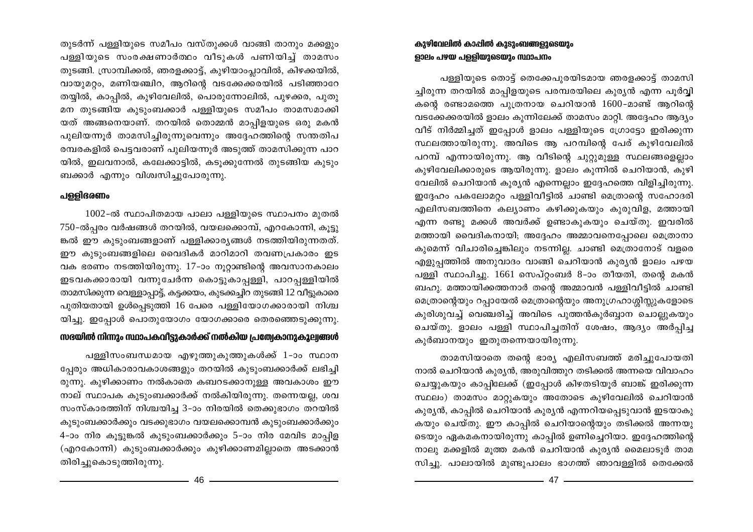തുടർന്ന് പള്ളിയുടെ സമീപം വസ്തുക്കൾ വാങ്ങി താനും മക്കളും പള്ളിയുടെ സംരക്ഷണാർത്ഥം വീടുകൾ പണിയിച്ച് താമസം തുടങ്ങി. സ്രാമ്പിക്കൽ, ഞരളക്കാട്ട്, കുഴിയാംപ്ലാവിൽ, കിഴക്കയിൽ, വായുമറ്റം, മണിയഞ്ചിറ, ആറിന്റെ വടക്കേക്കരയിൽ പടിഞ്ഞാറേ തയ്യിൽ, കാപ്പിൽ, കുഴിവേലിൽ, പൊരുന്നോലിൽ, പുഴക്കര, പുതുമന തുടങ്ങിയ കുടുംബക്കാർ പള്ളിയുടെ സമീപം താമസമാക്കിയത് അങ്ങനെയാണ്. തറയിൽ തൊമ്മൻ മാപ്പിളയുടെ ഒരു മകൻ പുലിയന്നൂർ താമസിച്ചിരുന്നുവെന്നും അദ്ദേഹത്തിന്റെ സന്തതിപരമ്പരകളിൽ പെട്ടവരാണ് പുലിയന്നൂർ അടുത്ത് താമസിക്കുന്ന പാറയിൽ, ഇലവനാൽ, കലേക്കാട്ടിൽ, കടൂക്കുന്നേൽ തുടങ്ങിയ കുടുംബക്കാർ എന്നും വിശ്വസിച്ചുപോരുന്നു.

### പള്ളിഭരണം

1002-ൽ സ്ഥാപിതമായ പാലാ പള്ളിയുടെ സ്ഥാപനം മുതൽ 750-ൽപ്പരം വർഷങ്ങൾ തറയിൽ, വയലക്കൊമ്പ്, എറകോന്നി, കൂട്ടുങ്കൽ ഈ കുടുംബങ്ങളാണ് പള്ളിക്കാര്യങ്ങൾ നടത്തിയിരുന്നതത്. ഈ കുടുംബങ്ങളിലെ വൈദികർ മാറിമാറി തവണപ്രകാരം ഇടവക ഭരണം നടത്തിയിരുന്നു. 17-ാം നൂറ്റാണ്ടിന്റെ അവസാനകാലം ഇടവകക്കാരായി വന്നുചേർന്ന കൊട്ടുകാപ്പള്ളി, പാറപ്പള്ളിയിൽ താമസിക്കുന്ന വെള്ളാപ്പാട്ട്, കട്ടക്കയം, കുടക്കച്ചിറ തുടങ്ങി 12 വീട്ടുകാരെ പുതിയതായി ഉൾപ്പെടുത്തി 16 പേരെ പള്ളിയോഗക്കാരായി നിശ്ചയിച്ചു. ഇപ്പോൾ പൊതുയോഗം യോഗക്കാരെ തെരഞ്ഞെടുക്കുന്നു.

### സഭയിൽ നിന്നും സ്ഥാപകവീട്ടുകാർക്ക് നൽകിയ പ്രത്യേകാനുകൂല്യങ്ങൾ

പള്ളിസംബന്ധമായ എഴുത്തുകുത്തുകൾക്ക് 1-ാം സ്ഥാനപ്പേരും അധികാരാവകാശങ്ങളും തറയിൽ കുടുംബക്കാർക്ക് ലഭിച്ചിരുന്നു. കുഴിക്കാണം നൽകാതെ കബറടക്കാനുള്ള അവകാശം ഈ നാല് സ്ഥാപക കുടുംബക്കാർക്ക് നൽകിയിരുന്നു. തന്നെയല്ല, ശവസംസ്കാരത്തിന് നിശ്ചയിച്ച 3-ാം നിരയിൽ തെക്കുഭാഗം തറയിൽ കുടുംബക്കാർക്കും വടക്കുഭാഗം വയലക്കൊമ്പൻ കുടുംബക്കാർക്കും 4-ാം നിര കൂട്ടുങ്കൽ കുടുംബക്കാർക്കും 5-ാം നിര മേവിട മാപ്പിള (എറകോന്നി) കുടുംബക്കാർക്കും കുഴിക്കാണമില്ലാതെ അടക്കാൻ തിരിച്ചുകൊടുത്തിരുന്നു.

### കുഴിവേലിൽ കാപ്പിൽ കുടുംബങ്ങളുടെയും ഉാലം പഴയ പള്ളിയുടെയും സ്ഥാപനം

പള്ളിയുടെ തൊട്ട് തെക്കേപുരയിടമായ ഞരളക്കാട്ട് താമസിച്ചിരുന്ന തറയിൽ മാപ്പിളയുടെ പരമ്പരയിലെ കുര്യൻ എന്ന പൂർവ്വികന്റെ രണ്ടാമത്തെ പുത്രനായ ചെറിയാൻ 1600-മാണ്ട് ആറിന്റെ വടക്കേക്കരയിൽ ളാലം കുന്നിലേക്ക് താമസം മാറ്റി. അദ്ദേഹം ആദ്യം വീട് നിർമ്മിച്ചത് ഇപ്പോൾ ളാലം പള്ളിയുടെ ഗ്രോട്ടോ ഇരിക്കുന്ന സ്ഥലത്തായിരുന്നു. അവിടെ ആ പറമ്പിന്റെ പേര് കുഴിവേലിൽ പറമ്പ് എന്നായിരുന്നു. ആ വീടിന്റെ ചുറ്റുമുള്ള സ്ഥലങ്ങളെല്ലാം കുഴിവേലിക്കാരുടെ ആയിരുന്നു. ളാലം കുന്നിൽ ചെറിയാൻ, കുഴിവേലിൽ ചെറിയാൻ കുര്യൻ എന്നെല്ലാം ഇദ്ദേഹത്തെ വിളിച്ചിരുന്നു. ഇദ്ദേഹം പകലോമറ്റം പള്ളിവീട്ടിൽ ചാണ്ടി മെത്രാന്റെ സഹോദരി എലിസബത്തിനെ കല്യാണം കഴിക്കുകയും കുരുവിള, മത്തായി എന്ന രണ്ടു മക്കൾ അവർക്ക് ഉണ്ടാകുകയും ചെയ്തു. ഇവരിൽ മത്തായി വൈദികനായി; അദ്ദേഹം അമ്മാവനെപ്പോലെ മെത്രാനാകുമെന്ന് വിചാരിച്ചെങ്കിലും നടന്നില്ല. ചാണ്ടി മെത്രാനോട് വളരെ എളുപ്പത്തിൽ അനുവാദം വാങ്ങി ചെറിയാൻ കുര്യൻ ളാലം പഴയ പള്ളി സ്ഥാപിച്ചു. 1661 സെപ്റ്റംബർ 8-ാം തീയതി, തന്റെ മകൻ ബഹു. മത്തായിക്കത്തനാർ തന്റെ അമ്മാവൻ പള്ളിവീട്ടിൽ ചാണ്ടി മെത്രാന്റെയും റപ്പായേൽ മെത്രാന്റെയും അനുഗ്രഹാശ്ശിസ്സുകളോടെ കുരിശുവച്ച് വെഞ്ചരിച്ച് അവിടെ പുത്തൻകുർബ്ബാന ചൊല്ലുകയും ചെയ്തു. ളാലം പള്ളി സ്ഥാപിച്ചതിന് ശേഷം, ആദ്യം അർപ്പിച്ച കുർബാനയും ഇതുതന്നെയായിരുന്നു.

താമസിയാതെ തന്റെ ഭാര്യ എലിസബത്ത് മരിച്ചുപോയതിനാൽ ചെറിയാൻ കുര്യൻ, അരുവിത്തുറ തടിക്കൽ അന്നയെ വിവാഹം ചെയ്യുകയും കാപ്പിലേക്ക് (ഇപ്പോൾ കിഴതടിയൂർ ബാങ്ക് ഇരിക്കുന്ന സ്ഥലം) താമസം മാറ്റുകയും അതോടെ കുഴിവേലിൽ ചെറിയാൻ കുര്യൻ, കാപ്പിൽ ചെറിയാൻ കുര്യൻ എന്നറിയപ്പെടുവാൻ ഇടയാകുകയും ചെയ്തു. ഈ കാപ്പിൽ ചെറിയാന്റെയും തടിക്കൽ അന്നയുടെയും ഏകമകനായിരുന്നു കാപ്പിൽ ഉണിച്ചെറിയാ. ഇദ്ദേഹത്തിന്റെ നാലു മക്കളിൽ മൂത്ത മകൻ ചെറിയാൻ കുര്യൻ മൈലാടൂർ താമസിച്ചു. പാലായിൽ മുണ്ടുപാലം ഭാഗത്ത് ഞാവള്ളിൽ തെക്കേൽ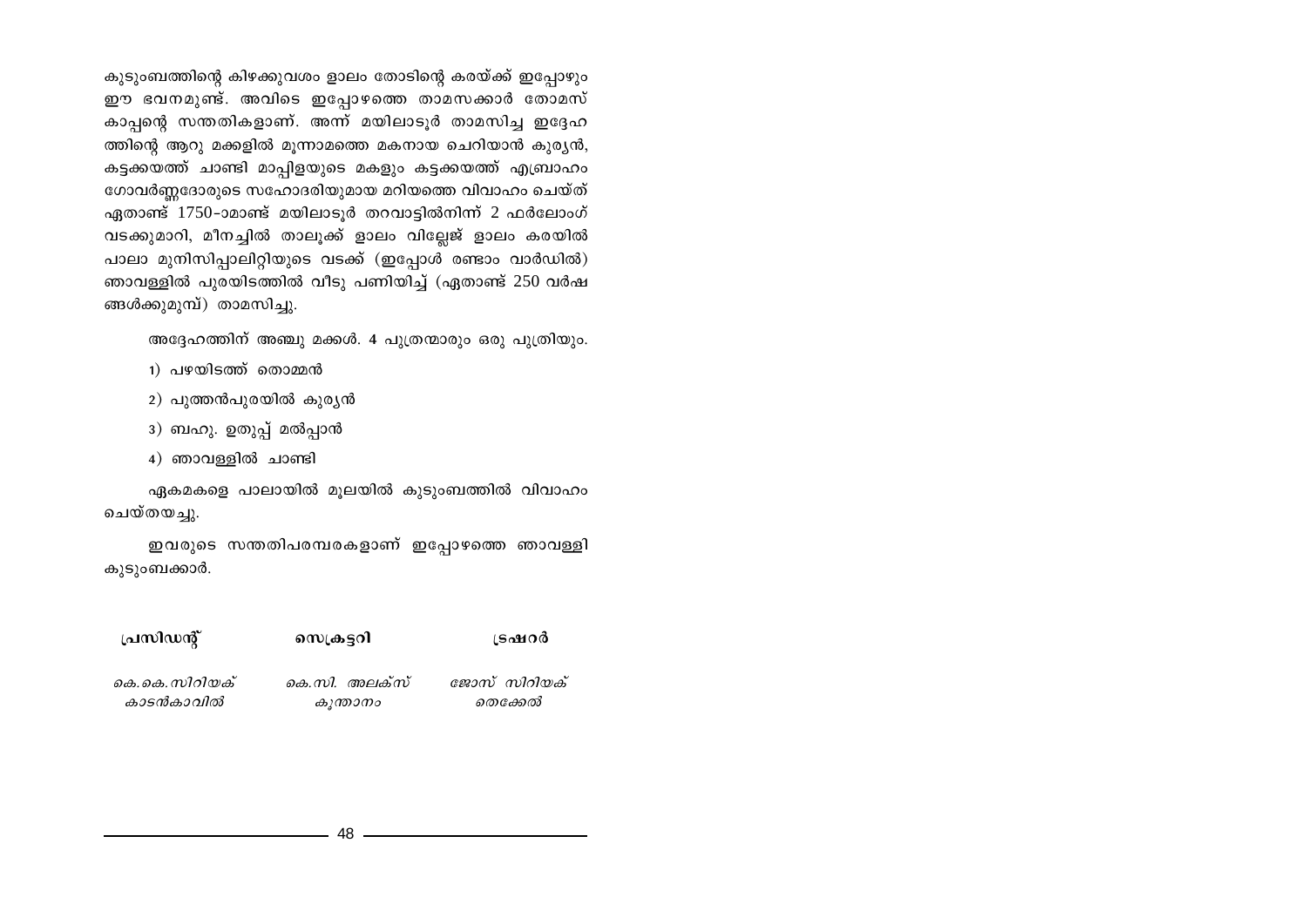കുടുംബത്തിന്റെ കിഴക്കുവശം ളാലം തോടിന്റെ കരയ്ക്ക് ഇപ്പോഴും ഈ ഭവനമുണ്ട്. അവിടെ ഇപ്പോഴത്തെ താമസക്കാർ തോമസ് കാപ്പന്റെ സന്തതികളാണ്. അന്ന് മയിലാടൂർ താമസിച്ച ഇദ്ദേഹത്തിന്റെ ആറു മക്കളിൽ മൂന്നാമത്തെ മകനായ ചെറിയാൻ കുര്യൻ, കട്ടക്കയത്ത് ചാണ്ടി മാപ്പിളയുടെ മകളും കട്ടക്കയത്ത് എബ്രാഹം ഗോവർണ്ണദോരുടെ സഹോദരിയുമായ മറിയത്തെ വിവാഹം ചെയ്ത് ഏതാണ്ട് 1750-ാമാണ്ട് മയിലാടൂർ തറവാട്ടിൽനിന്ന് 2 ഫർലോംഗ് വടക്കുമാറി, മീനച്ചിൽ താലൂക്ക് ളാലം വില്ലേജ് ളാലം കരയിൽ പാലാ മുനിസിപ്പാലിറ്റിയുടെ വടക്ക് (ഇപ്പോൾ രണ്ടാം വാർഡിൽ) ഞാവള്ളിൽ പുരയിടത്തിൽ വീടു പണിയിച്ച് (ഏതാണ്ട് 250 വർഷങ്ങൾക്കുമുമ്പ്) താമസിച്ചു.

അദ്ദേഹത്തിന് അഞ്ചു മക്കൾ. 4 പുത്രന്മാരും ഒരു പുത്രിയും.

1) പഴയിടത്ത് തൊമ്മൻ
2) പുത്തൻപുരയിൽ കുര്യൻ
3) ബഹു. ഉതുപ്പ് മൽപ്പാൻ
4) ഞാവള്ളിൽ ചാണ്ടി

ഏകമകളെ പാലായിൽ മൂലയിൽ കുടുംബത്തിൽ വിവാഹം ചെയ്തയച്ചു.

ഇവരുടെ സന്തതിപരമ്പരകളാണ് ഇപ്പോഴത്തെ ഞാവള്ളി കുടുംബക്കാർ.

| **പ്രസിഡന്റ്** | **സെക്രട്ടറി** | **ട്രഷറർ** |
|---|---|---|
| *കെ.കെ.സിറിയക്* *കാടൻകാവിൽ* | *കെ.സി. അലക്സ്* *കുന്താനം* | *ജോസ് സിറിയക്* *തെക്കേൽ* |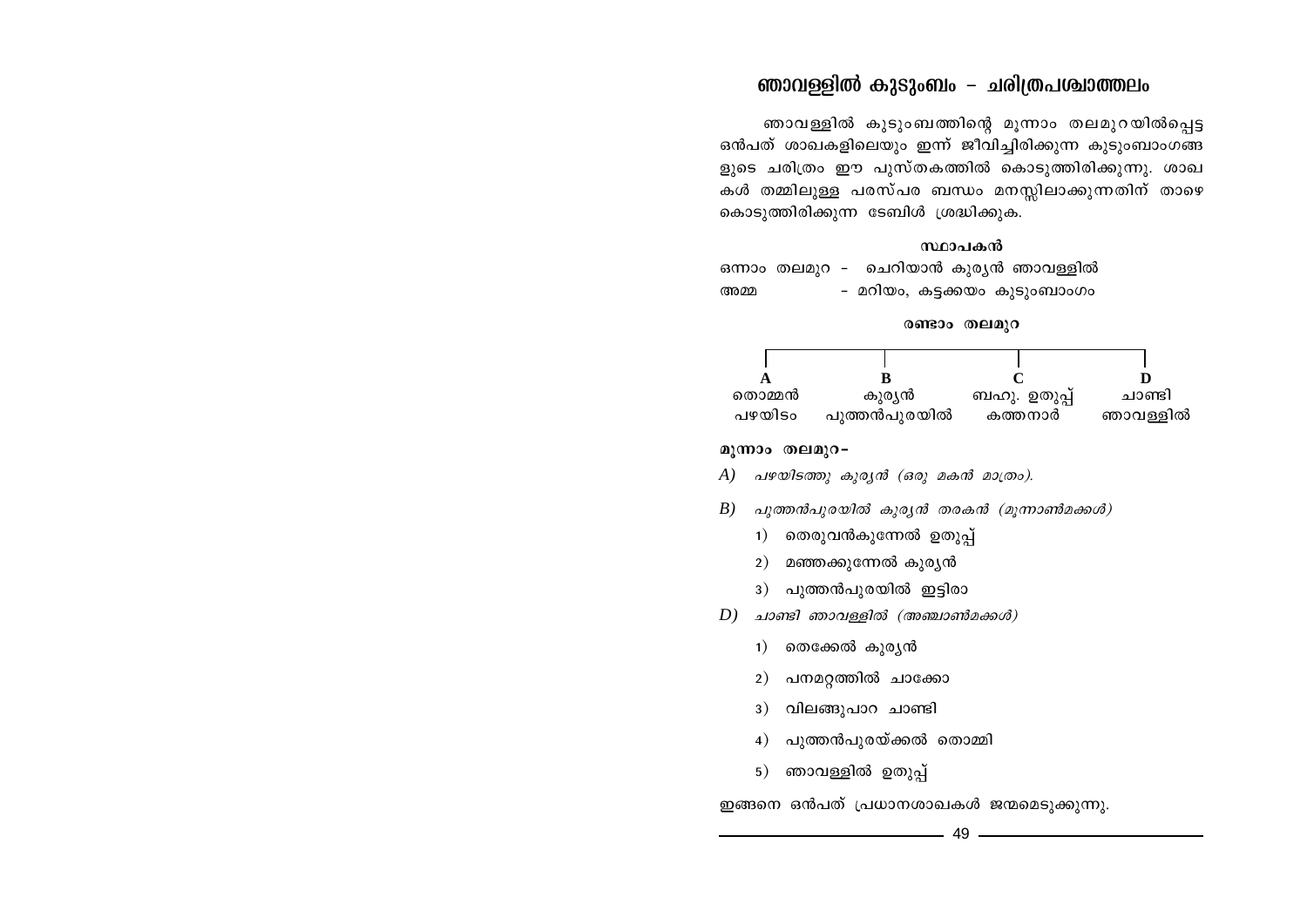# ഞാവള്ളിൽ കുടുംബം – ചരിത്രപശ്ചാത്തലം

ഞാവള്ളിൽ കുടുംബത്തിന്റെ മൂന്നാം തലമുറയിൽപ്പെട്ട ഒൻപത് ശാഖകളിലെയും ഇന്ന് ജീവിച്ചിരിക്കുന്ന കുടുംബാംഗങ്ങളുടെ ചരിത്രം ഈ പുസ്തകത്തിൽ കൊടുത്തിരിക്കുന്നു. ശാഖകൾ തമ്മിലുള്ള പരസ്പര ബന്ധം മനസ്സിലാക്കുന്നതിന് താഴെ കൊടുത്തിരിക്കുന്ന ടേബിൾ ശ്രദ്ധിക്കുക.

**സ്ഥാപകൻ**

ഒന്നാം തലമുറ – ചെറിയാൻ കുര്യൻ ഞാവള്ളിൽ

അമ്മ – മറിയം, കട്ടക്കയം കുടുംബാംഗം

**രണ്ടാം തലമുറ**

| A | B | C | D |
|---|---|---|---|
| തൊമ്മൻ പഴയിടം | കുര്യൻ പുത്തൻപുരയിൽ | ബഹു. ഉതുപ്പ് കത്തനാർ | ചാണ്ടി ഞാവള്ളിൽ |

**മൂന്നാം തലമുറ–**

A) *പഴയിടത്തു കുര്യൻ (ഒരു മകൻ മാത്രം).*

B) *പുത്തൻപുരയിൽ കുര്യൻ തരകൻ (മൂന്നാൺമക്കൾ)*

1) തെരുവൻകുന്നേൽ ഉതുപ്പ്
2) മഞ്ഞക്കുന്നേൽ കുര്യൻ
3) പുത്തൻപുരയിൽ ഇട്ടിരാ

D) *ചാണ്ടി ഞാവള്ളിൽ (അഞ്ചാൺമക്കൾ)*

1) തെക്കേൽ കുര്യൻ
2) പനമറ്റത്തിൽ ചാക്കോ
3) വിലങ്ങുപാറ ചാണ്ടി
4) പുത്തൻപുരയ്ക്കൽ തൊമ്മി
5) ഞാവള്ളിൽ ഉതുപ്പ്

ഇങ്ങനെ ഒൻപത് പ്രധാനശാഖകൾ ജന്മമെടുക്കുന്നു.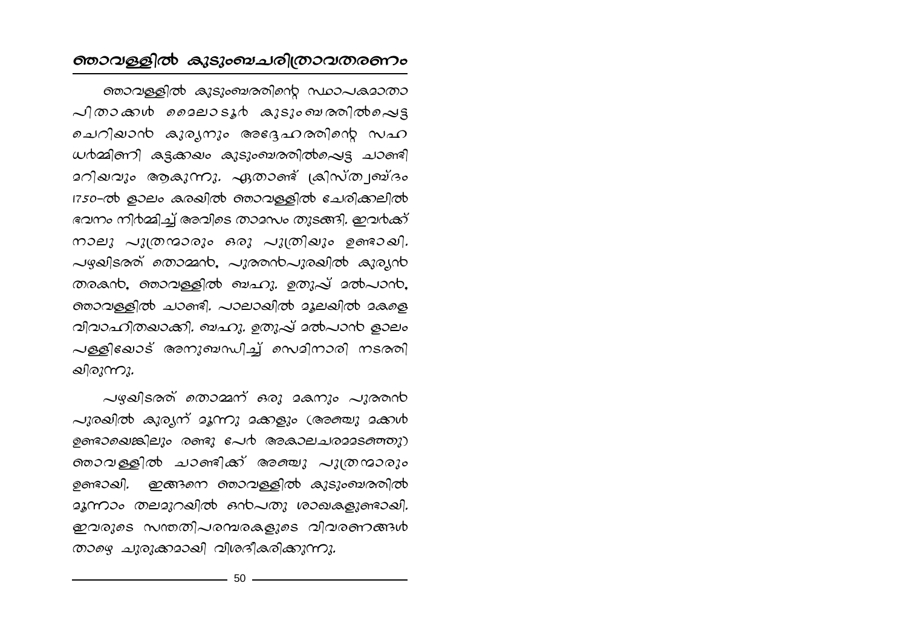## ഞാവള്ളിൽ കുടുംബചരിത്രാവതരണം

ഞാവള്ളിൽ കുടുംബത്തിന്റെ സ്ഥാപകമാതാപിതാക്കൾ മൈലാടൂർ കുടുംബത്തിൽപ്പെട്ട ചെറിയാൻ കുര്യനും അദ്ദേഹത്തിന്റെ സഹധർമ്മിണി കട്ടക്കയം കുടുംബത്തിൽപ്പെട്ട ചാണ്ടി മറിയവും ആകുന്നു. ഏതാണ്ട് ക്രിസ്ത്വബ്ദം 1750-ൽ ളാലം കരയിൽ ഞാവള്ളിൽ ചേരിക്കലിൽ ഭവനം നിർമ്മിച്ച് അവിടെ താമസം തുടങ്ങി. ഇവർക്ക് നാലു പുത്രന്മാരും ഒരു പുത്രിയും ഉണ്ടായി. പഴയിടത്ത് തൊമ്മൻ, പുത്തൻപുരയിൽ കുര്യൻ തരകൻ, ഞാവള്ളിൽ ബഹു. ഉതുപ്പ് മൽപാൻ, ഞാവള്ളിൽ ചാണ്ടി. പാലായിൽ മൂലയിൽ മകളെ വിവാഹിതയാക്കി. ബഹു. ഉതുപ്പ് മൽപാൻ ളാലം പള്ളിയോട് അനുബന്ധിച്ച് സെമിനാരി നടത്തിയിരുന്നു.

പഴയിടത്ത് തൊമ്മന് ഒരു മകനും പുത്തൻപുരയിൽ കുര്യന് മൂന്നു മക്കളും (അഞ്ചു മക്കൾ ഉണ്ടായെങ്കിലും രണ്ടു പേർ അകാലചരമമടഞ്ഞു) ഞാവള്ളിൽ ചാണ്ടിക്ക് അഞ്ചു പുത്രന്മാരും ഉണ്ടായി. ഇങ്ങനെ ഞാവള്ളിൽ കുടുംബത്തിൽ മൂന്നാം തലമുറയിൽ ഒൻപതു ശാഖകളുണ്ടായി. ഇവരുടെ സന്തതിപരമ്പരകളുടെ വിവരണങ്ങൾ താഴെ ചുരുക്കമായി വിശദീകരിക്കുന്നു.